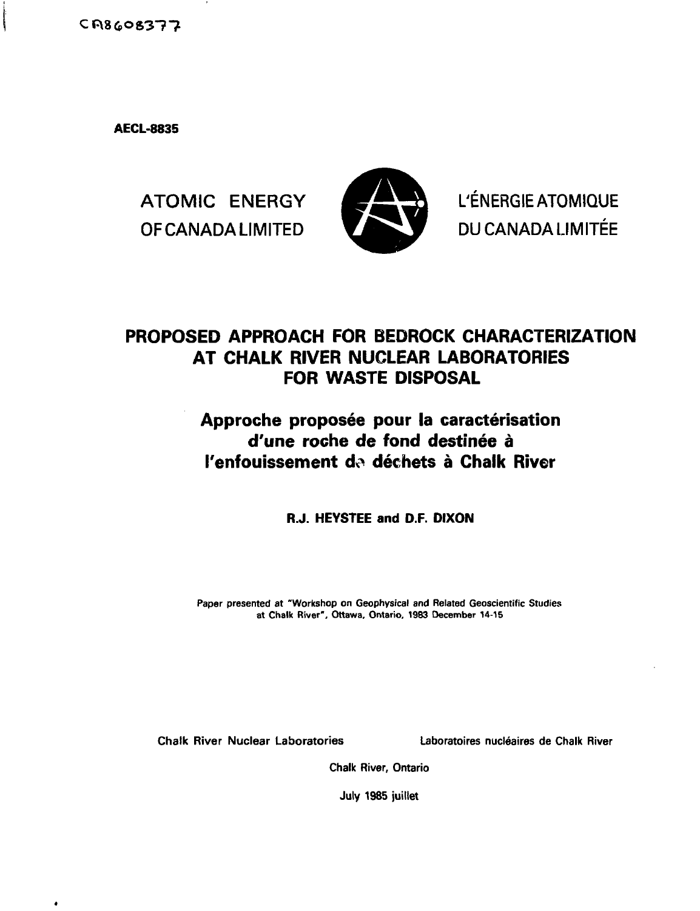CA8608377

**AECL-8835**

ATOMIC ENERGY OF CANADA LIMITED

L'ÉNERGIE ATOMIQUE DU CANADA LIMITÉE

# PROPOSED APPROACH FOR BEDROCK CHARACTERIZATION AT CHALK RIVER NUCLEAR LABORATORIES FOR WASTE DISPOSAL

## Approche proposée pour la caractérisation d'une roche de fond destinée à l'enfouissement de déchets à Chalk River

**R.J. HEYSTEE and D.F. DIXON**

Paper presented at "Workshop on Geophysical and Related Geoscientific Studies at Chalk River", Ottawa, Ontario, 1983 December 14-15

Chalk River Nuclear Laboratories — Laboratoires nucléaires de Chalk River

Chalk River, Ontario

July 1985 juillet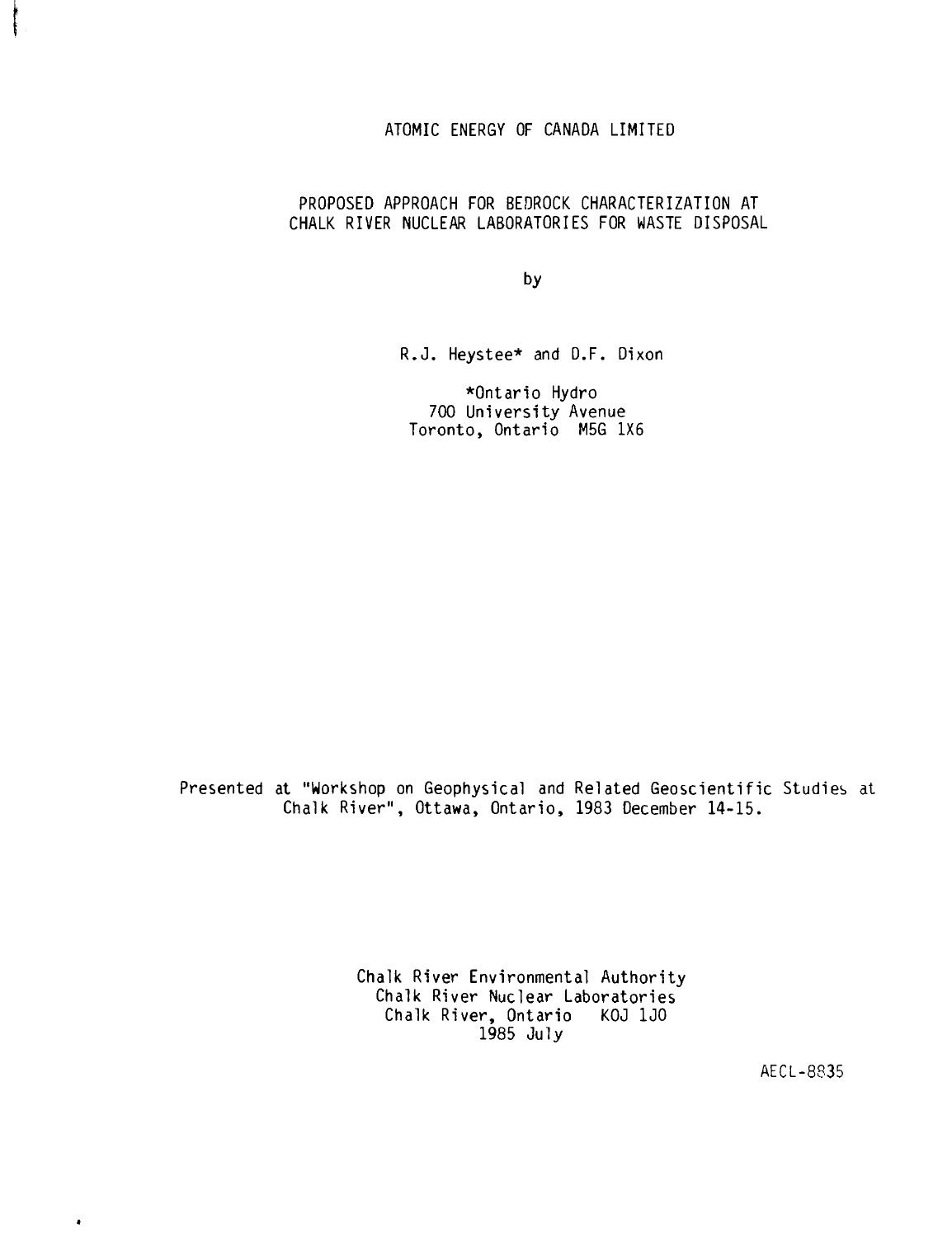ATOMIC ENERGY OF CANADA LIMITED

# PROPOSED APPROACH FOR BEDROCK CHARACTERIZATION AT CHALK RIVER NUCLEAR LABORATORIES FOR WASTE DISPOSAL

by

R.J. Heystee* and D.F. Dixon

*Ontario Hydro
700 University Avenue
Toronto, Ontario M5G 1X6

Presented at "Workshop on Geophysical and Related Geoscientific Studies at Chalk River", Ottawa, Ontario, 1983 December 14-15.

Chalk River Environmental Authority
Chalk River Nuclear Laboratories
Chalk River, Ontario K0J 1J0
1985 July

AECL-8835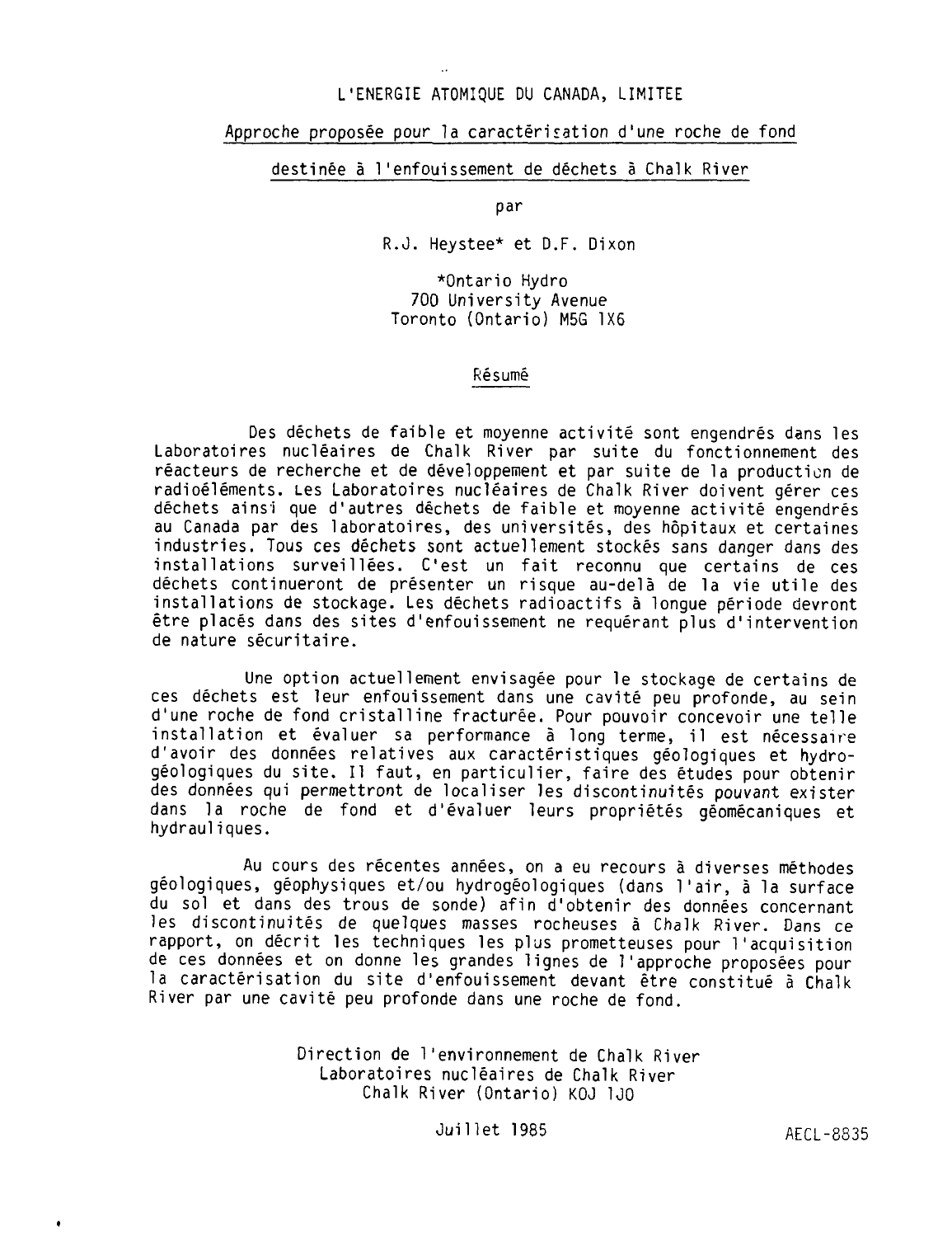L'ENERGIE ATOMIQUE DU CANADA, LIMITEE

# Approche proposée pour la caractérisation d'une roche de fond destinée à l'enfouissement de déchets à Chalk River

par

R.J. Heystee* et D.F. Dixon

*Ontario Hydro
700 University Avenue
Toronto (Ontario) M5G 1X6

## Résumé

Des déchets de faible et moyenne activité sont engendrés dans les Laboratoires nucléaires de Chalk River par suite du fonctionnement des réacteurs de recherche et de développement et par suite de la production de radioéléments. Les Laboratoires nucléaires de Chalk River doivent gérer ces déchets ainsi que d'autres déchets de faible et moyenne activité engendrés au Canada par des laboratoires, des universités, des hôpitaux et certaines industries. Tous ces déchets sont actuellement stockés sans danger dans des installations surveillées. C'est un fait reconnu que certains de ces déchets continueront de présenter un risque au-delà de la vie utile des installations de stockage. Les déchets radioactifs à longue période devront être placés dans des sites d'enfouissement ne requérant plus d'intervention de nature sécuritaire.

Une option actuellement envisagée pour le stockage de certains de ces déchets est leur enfouissement dans une cavité peu profonde, au sein d'une roche de fond cristalline fracturée. Pour pouvoir concevoir une telle installation et évaluer sa performance à long terme, il est nécessaire d'avoir des données relatives aux caractéristiques géologiques et hydrogéologiques du site. Il faut, en particulier, faire des études pour obtenir des données qui permettront de localiser les discontinuités pouvant exister dans la roche de fond et d'évaluer leurs propriétés géomécaniques et hydrauliques.

Au cours des récentes années, on a eu recours à diverses méthodes géologiques, géophysiques et/ou hydrogéologiques (dans l'air, à la surface du sol et dans des trous de sonde) afin d'obtenir des données concernant les discontinuités de quelques masses rocheuses à Chalk River. Dans ce rapport, on décrit les techniques les plus prometteuses pour l'acquisition de ces données et on donne les grandes lignes de l'approche proposées pour la caractérisation du site d'enfouissement devant être constitué à Chalk River par une cavité peu profonde dans une roche de fond.

Direction de l'environnement de Chalk River
Laboratoires nucléaires de Chalk River
Chalk River (Ontario) K0J 1J0

Juillet 1985

AECL-8835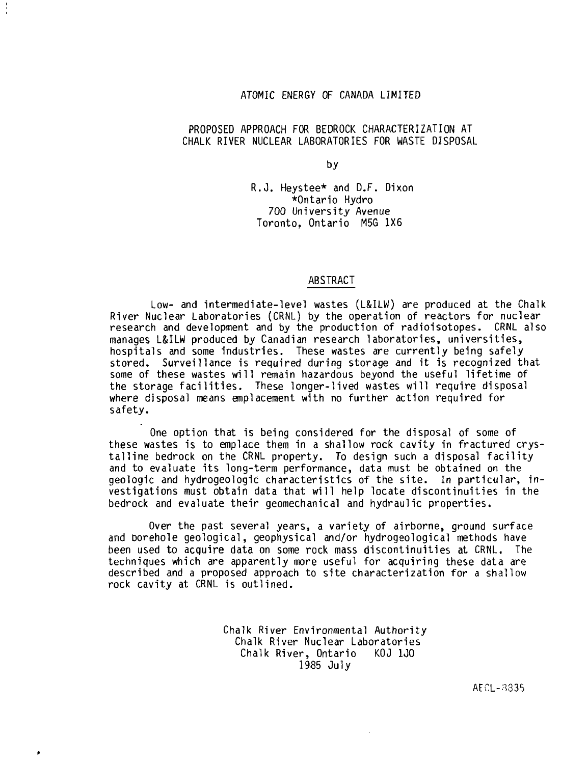ATOMIC ENERGY OF CANADA LIMITED

# PROPOSED APPROACH FOR BEDROCK CHARACTERIZATION AT CHALK RIVER NUCLEAR LABORATORIES FOR WASTE DISPOSAL

by

R.J. Heystee* and D.F. Dixon
*Ontario Hydro
700 University Avenue
Toronto, Ontario M5G 1X6

## ABSTRACT

Low- and intermediate-level wastes (L&ILW) are produced at the Chalk River Nuclear Laboratories (CRNL) by the operation of reactors for nuclear research and development and by the production of radioisotopes. CRNL also manages L&ILW produced by Canadian research laboratories, universities, hospitals and some industries. These wastes are currently being safely stored. Surveillance is required during storage and it is recognized that some of these wastes will remain hazardous beyond the useful lifetime of the storage facilities. These longer-lived wastes will require disposal where disposal means emplacement with no further action required for safety.

One option that is being considered for the disposal of some of these wastes is to emplace them in a shallow rock cavity in fractured crystalline bedrock on the CRNL property. To design such a disposal facility and to evaluate its long-term performance, data must be obtained on the geologic and hydrogeologic characteristics of the site. In particular, investigations must obtain data that will help locate discontinuities in the bedrock and evaluate their geomechanical and hydraulic properties.

Over the past several years, a variety of airborne, ground surface and borehole geological, geophysical and/or hydrogeological methods have been used to acquire data on some rock mass discontinuities at CRNL. The techniques which are apparently more useful for acquiring these data are described and a proposed approach to site characterization for a shallow rock cavity at CRNL is outlined.

Chalk River Environmental Authority
Chalk River Nuclear Laboratories
Chalk River, Ontario K0J 1J0
1985 July

AECL-8835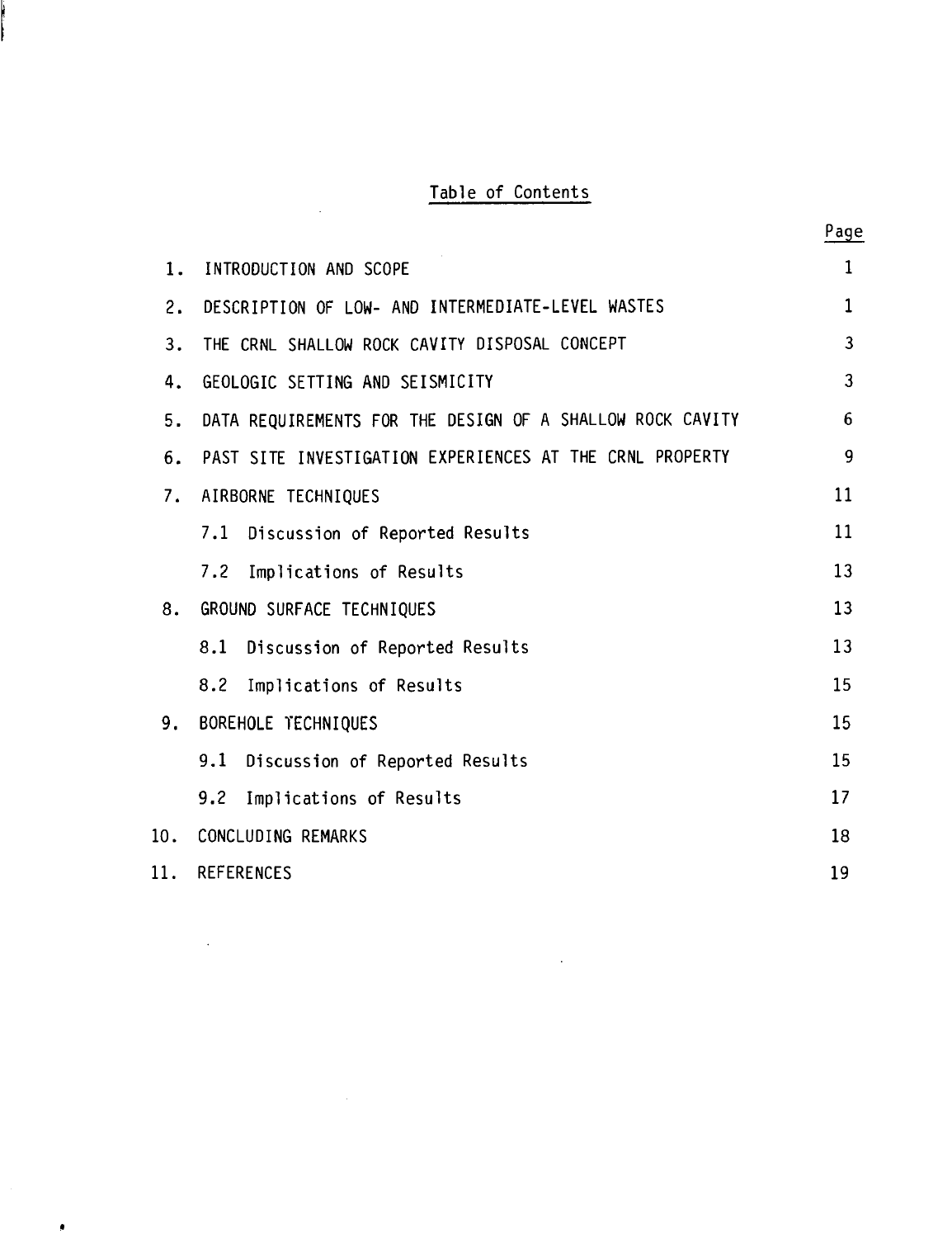## Table of Contents

| | | Page |
|---|---|---|
| 1. | INTRODUCTION AND SCOPE | 1 |
| 2. | DESCRIPTION OF LOW- AND INTERMEDIATE-LEVEL WASTES | 1 |
| 3. | THE CRNL SHALLOW ROCK CAVITY DISPOSAL CONCEPT | 3 |
| 4. | GEOLOGIC SETTING AND SEISMICITY | 3 |
| 5. | DATA REQUIREMENTS FOR THE DESIGN OF A SHALLOW ROCK CAVITY | 6 |
| 6. | PAST SITE INVESTIGATION EXPERIENCES AT THE CRNL PROPERTY | 9 |
| 7. | AIRBORNE TECHNIQUES | 11 |
| | 7.1 Discussion of Reported Results | 11 |
| | 7.2 Implications of Results | 13 |
| 8. | GROUND SURFACE TECHNIQUES | 13 |
| | 8.1 Discussion of Reported Results | 13 |
| | 8.2 Implications of Results | 15 |
| 9. | BOREHOLE TECHNIQUES | 15 |
| | 9.1 Discussion of Reported Results | 15 |
| | 9.2 Implications of Results | 17 |
| 10. | CONCLUDING REMARKS | 18 |
| 11. | REFERENCES | 19 |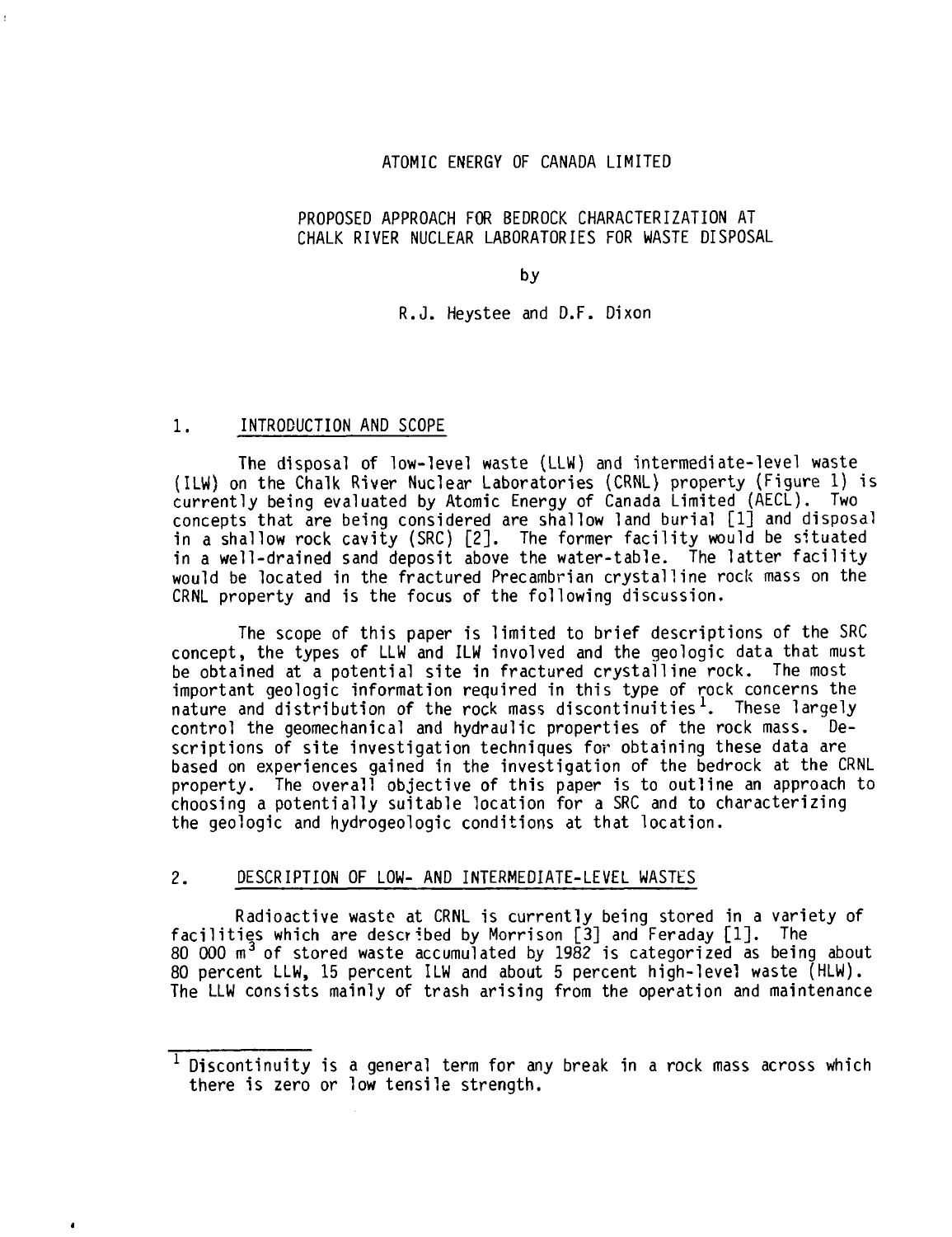ATOMIC ENERGY OF CANADA LIMITED

# PROPOSED APPROACH FOR BEDROCK CHARACTERIZATION AT CHALK RIVER NUCLEAR LABORATORIES FOR WASTE DISPOSAL

by

R.J. Heystee and D.F. Dixon

## 1. INTRODUCTION AND SCOPE

The disposal of low-level waste (LLW) and intermediate-level waste (ILW) on the Chalk River Nuclear Laboratories (CRNL) property (Figure 1) is currently being evaluated by Atomic Energy of Canada Limited (AECL). Two concepts that are being considered are shallow land burial [1] and disposal in a shallow rock cavity (SRC) [2]. The former facility would be situated in a well-drained sand deposit above the water-table. The latter facility would be located in the fractured Precambrian crystalline rock mass on the CRNL property and is the focus of the following discussion.

The scope of this paper is limited to brief descriptions of the SRC concept, the types of LLW and ILW involved and the geologic data that must be obtained at a potential site in fractured crystalline rock. The most important geologic information required in this type of rock concerns the nature and distribution of the rock mass discontinuities[1]. These largely control the geomechanical and hydraulic properties of the rock mass. Descriptions of site investigation techniques for obtaining these data are based on experiences gained in the investigation of the bedrock at the CRNL property. The overall objective of this paper is to outline an approach to choosing a potentially suitable location for a SRC and to characterizing the geologic and hydrogeologic conditions at that location.

## 2. DESCRIPTION OF LOW- AND INTERMEDIATE-LEVEL WASTES

Radioactive waste at CRNL is currently being stored in a variety of facilities which are described by Morrison [3] and Feraday [1]. The 80 000 $m^3$ of stored waste accumulated by 1982 is categorized as being about 80 percent LLW, 15 percent ILW and about 5 percent high-level waste (HLW). The LLW consists mainly of trash arising from the operation and maintenance

[1] Discontinuity is a general term for any break in a rock mass across which there is zero or low tensile strength.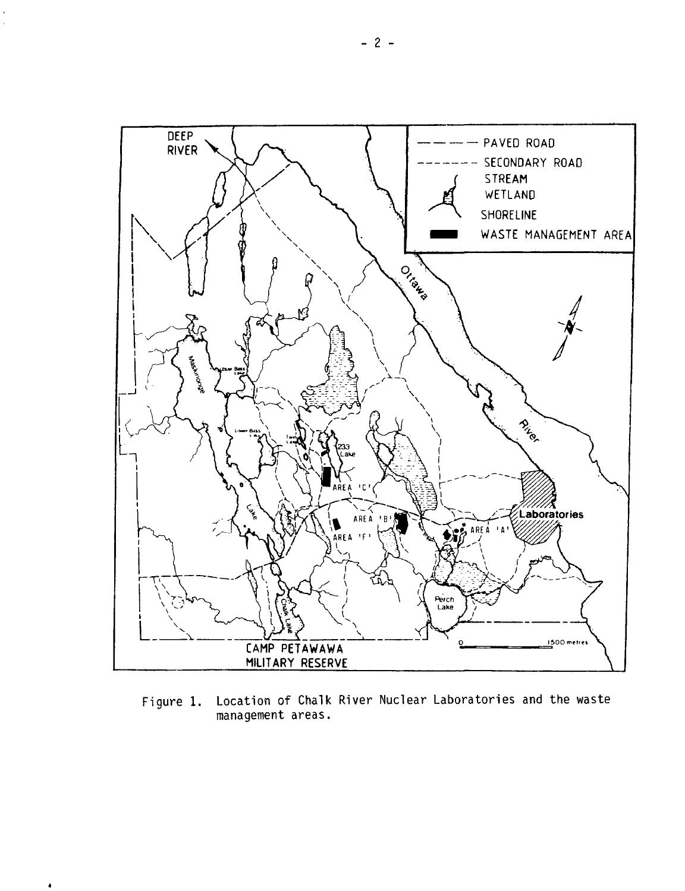Figure 1. Location of Chalk River Nuclear Laboratories and the waste management areas.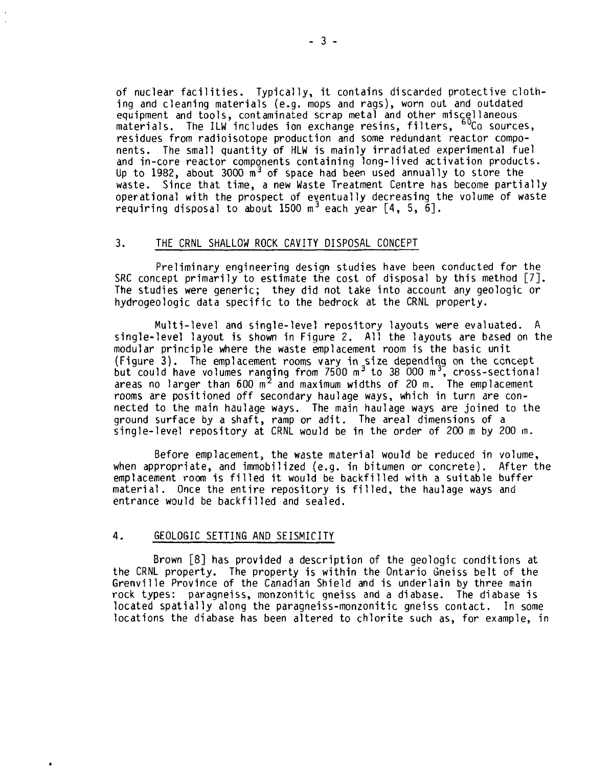of nuclear facilities. Typically, it contains discarded protective clothing and cleaning materials (e.g. mops and rags), worn out and outdated equipment and tools, contaminated scrap metal and other miscellaneous materials. The ILW includes ion exchange resins, filters, $^{60}Co$ sources, residues from radioisotope production and some redundant reactor components. The small quantity of HLW is mainly irradiated experimental fuel and in-core reactor components containing long-lived activation products. Up to 1982, about 3000 $m^3$ of space had been used annually to store the waste. Since that time, a new Waste Treatment Centre has become partially operational with the prospect of eventually decreasing the volume of waste requiring disposal to about 1500 $m^3$ each year [4, 5, 6].

## 3. THE CRNL SHALLOW ROCK CAVITY DISPOSAL CONCEPT

Preliminary engineering design studies have been conducted for the SRC concept primarily to estimate the cost of disposal by this method [7]. The studies were generic; they did not take into account any geologic or hydrogeologic data specific to the bedrock at the CRNL property.

Multi-level and single-level repository layouts were evaluated. A single-level layout is shown in Figure 2. All the layouts are based on the modular principle where the waste emplacement room is the basic unit (Figure 3). The emplacement rooms vary in size depending on the concept but could have volumes ranging from 7500 $m^3$ to 38 000 $m^3$, cross-sectional areas no larger than 600 $m^2$ and maximum widths of 20 m. The emplacement rooms are positioned off secondary haulage ways, which in turn are connected to the main haulage ways. The main haulage ways are joined to the ground surface by a shaft, ramp or adit. The areal dimensions of a single-level repository at CRNL would be in the order of 200 m by 200 m.

Before emplacement, the waste material would be reduced in volume, when appropriate, and immobilized (e.g. in bitumen or concrete). After the emplacement room is filled it would be backfilled with a suitable buffer material. Once the entire repository is filled, the haulage ways and entrance would be backfilled and sealed.

## 4. GEOLOGIC SETTING AND SEISMICITY

Brown [8] has provided a description of the geologic conditions at the CRNL property. The property is within the Ontario Gneiss belt of the Grenville Province of the Canadian Shield and is underlain by three main rock types: paragneiss, monzonitic gneiss and a diabase. The diabase is located spatially along the paragneiss-monzonitic gneiss contact. In some locations the diabase has been altered to chlorite such as, for example, in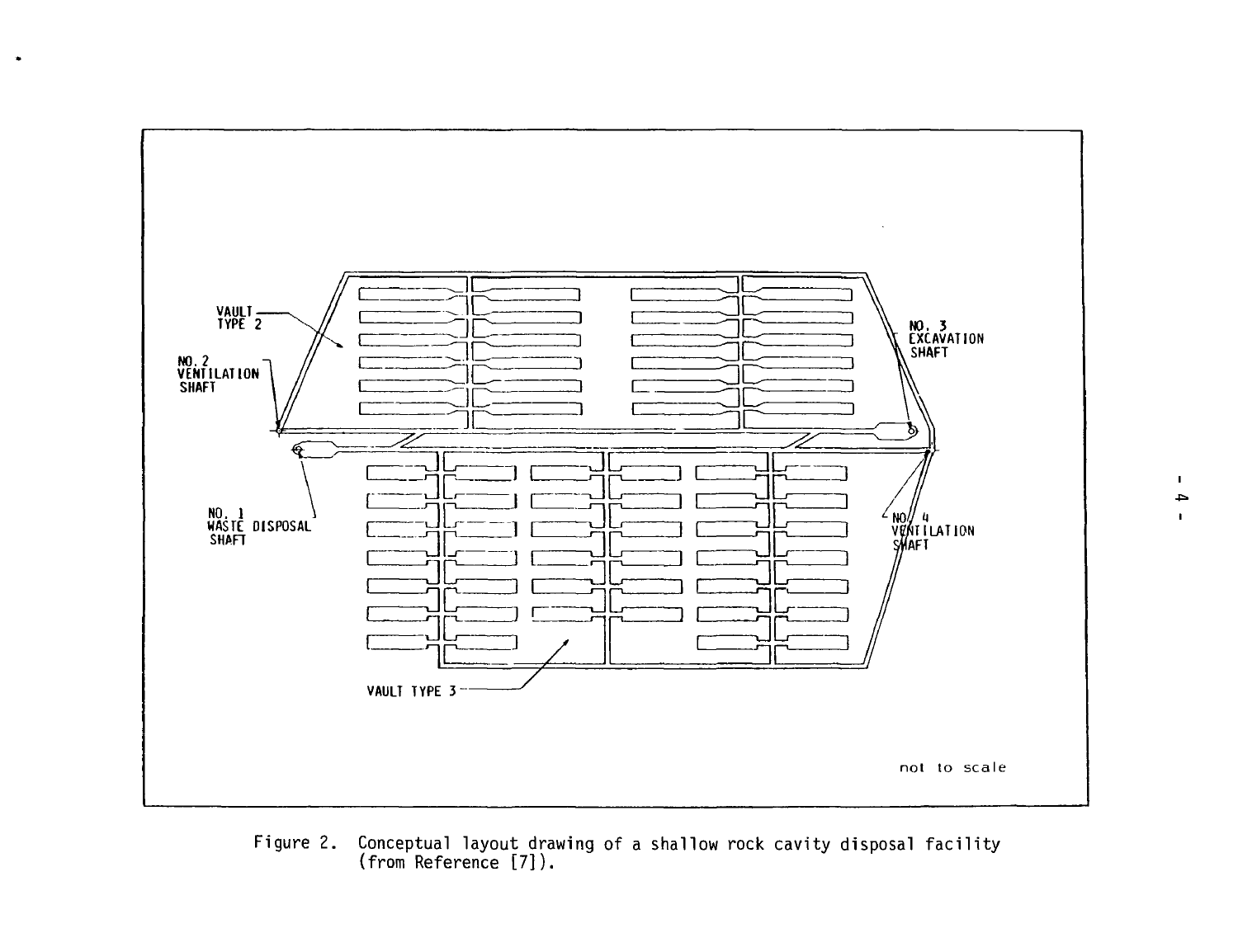Figure 2. Conceptual layout drawing of a shallow rock cavity disposal facility (from Reference [7]).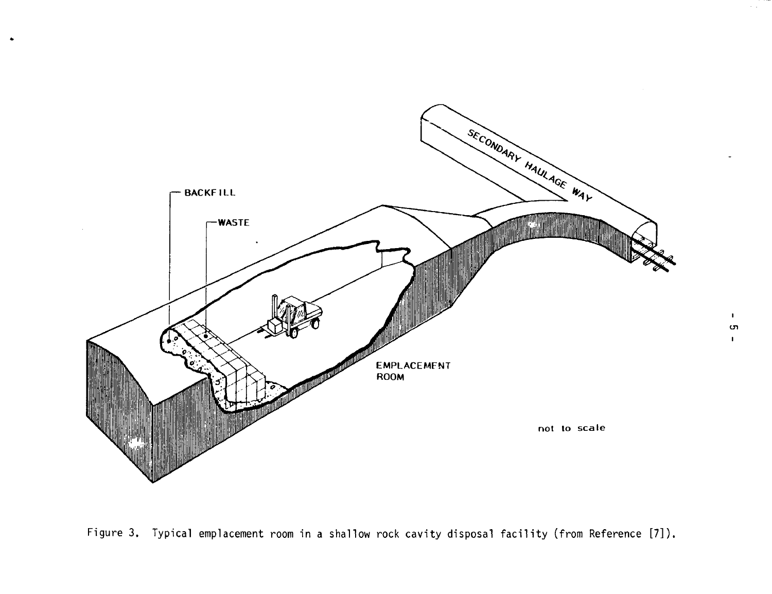Figure 3. Typical emplacement room in a shallow rock cavity disposal facility (from Reference [7]).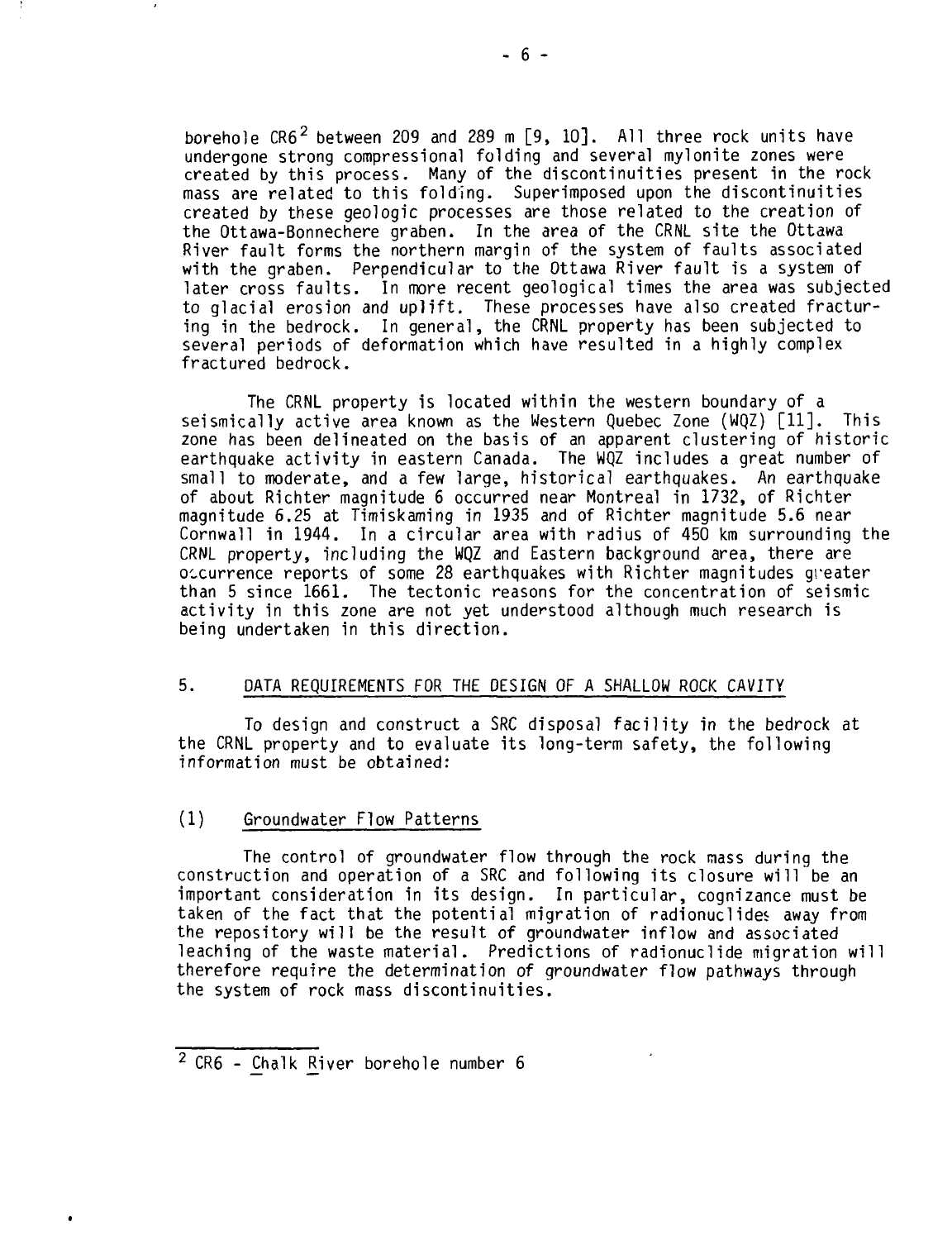borehole CR6[2] between 209 and 289 m [9, 10]. All three rock units have undergone strong compressional folding and several mylonite zones were created by this process. Many of the discontinuities present in the rock mass are related to this folding. Superimposed upon the discontinuities created by these geologic processes are those related to the creation of the Ottawa-Bonnechere graben. In the area of the CRNL site the Ottawa River fault forms the northern margin of the system of faults associated with the graben. Perpendicular to the Ottawa River fault is a system of later cross faults. In more recent geological times the area was subjected to glacial erosion and uplift. These processes have also created fracturing in the bedrock. In general, the CRNL property has been subjected to several periods of deformation which have resulted in a highly complex fractured bedrock.

The CRNL property is located within the western boundary of a seismically active area known as the Western Quebec Zone (WQZ) [11]. This zone has been delineated on the basis of an apparent clustering of historic earthquake activity in eastern Canada. The WQZ includes a great number of small to moderate, and a few large, historical earthquakes. An earthquake of about Richter magnitude 6 occurred near Montreal in 1732, of Richter magnitude 6.25 at Timiskaming in 1935 and of Richter magnitude 5.6 near Cornwall in 1944. In a circular area with radius of 450 km surrounding the CRNL property, including the WQZ and Eastern background area, there are occurrence reports of some 28 earthquakes with Richter magnitudes greater than 5 since 1661. The tectonic reasons for the concentration of seismic activity in this zone are not yet understood although much research is being undertaken in this direction.

## 5. DATA REQUIREMENTS FOR THE DESIGN OF A SHALLOW ROCK CAVITY

To design and construct a SRC disposal facility in the bedrock at the CRNL property and to evaluate its long-term safety, the following information must be obtained:

### (1) Groundwater Flow Patterns

The control of groundwater flow through the rock mass during the construction and operation of a SRC and following its closure will be an important consideration in its design. In particular, cognizance must be taken of the fact that the potential migration of radionuclides away from the repository will be the result of groundwater inflow and associated leaching of the waste material. Predictions of radionuclide migration will therefore require the determination of groundwater flow pathways through the system of rock mass discontinuities.

---

[2] CR6 - Chalk River borehole number 6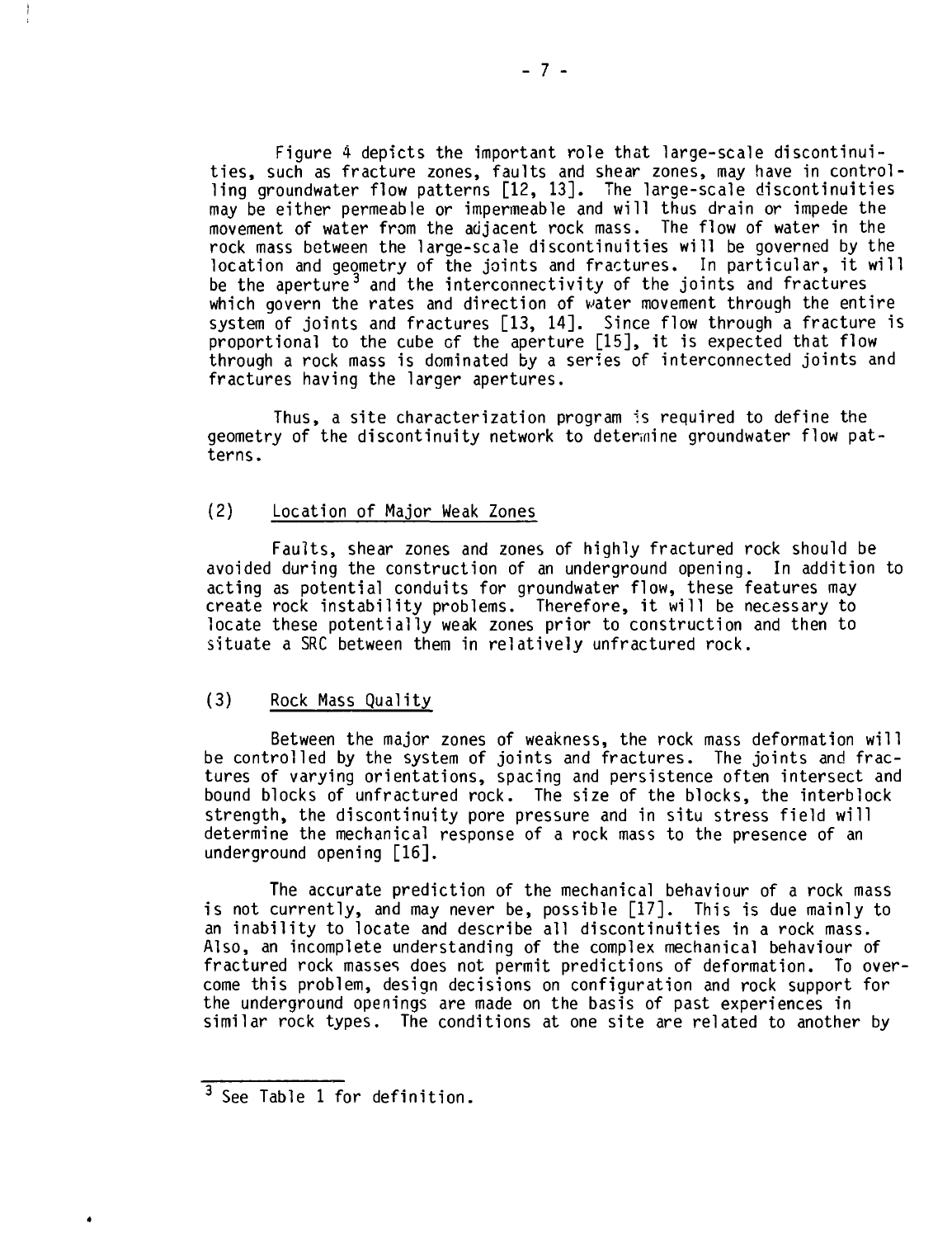Figure 4 depicts the important role that large-scale discontinuities, such as fracture zones, faults and shear zones, may have in controlling groundwater flow patterns [12, 13]. The large-scale discontinuities may be either permeable or impermeable and will thus drain or impede the movement of water from the adjacent rock mass. The flow of water in the rock mass between the large-scale discontinuities will be governed by the location and geometry of the joints and fractures. In particular, it will be the aperture[3] and the interconnectivity of the joints and fractures which govern the rates and direction of water movement through the entire system of joints and fractures [13, 14]. Since flow through a fracture is proportional to the cube of the aperture [15], it is expected that flow through a rock mass is dominated by a series of interconnected joints and fractures having the larger apertures.

Thus, a site characterization program is required to define the geometry of the discontinuity network to determine groundwater flow patterns.

### (2) Location of Major Weak Zones

Faults, shear zones and zones of highly fractured rock should be avoided during the construction of an underground opening. In addition to acting as potential conduits for groundwater flow, these features may create rock instability problems. Therefore, it will be necessary to locate these potentially weak zones prior to construction and then to situate a SRC between them in relatively unfractured rock.

### (3) Rock Mass Quality

Between the major zones of weakness, the rock mass deformation will be controlled by the system of joints and fractures. The joints and fractures of varying orientations, spacing and persistence often intersect and bound blocks of unfractured rock. The size of the blocks, the interblock strength, the discontinuity pore pressure and in situ stress field will determine the mechanical response of a rock mass to the presence of an underground opening [16].

The accurate prediction of the mechanical behaviour of a rock mass is not currently, and may never be, possible [17]. This is due mainly to an inability to locate and describe all discontinuities in a rock mass. Also, an incomplete understanding of the complex mechanical behaviour of fractured rock masses does not permit predictions of deformation. To overcome this problem, design decisions on configuration and rock support for the underground openings are made on the basis of past experiences in similar rock types. The conditions at one site are related to another by

---

[3] See Table 1 for definition.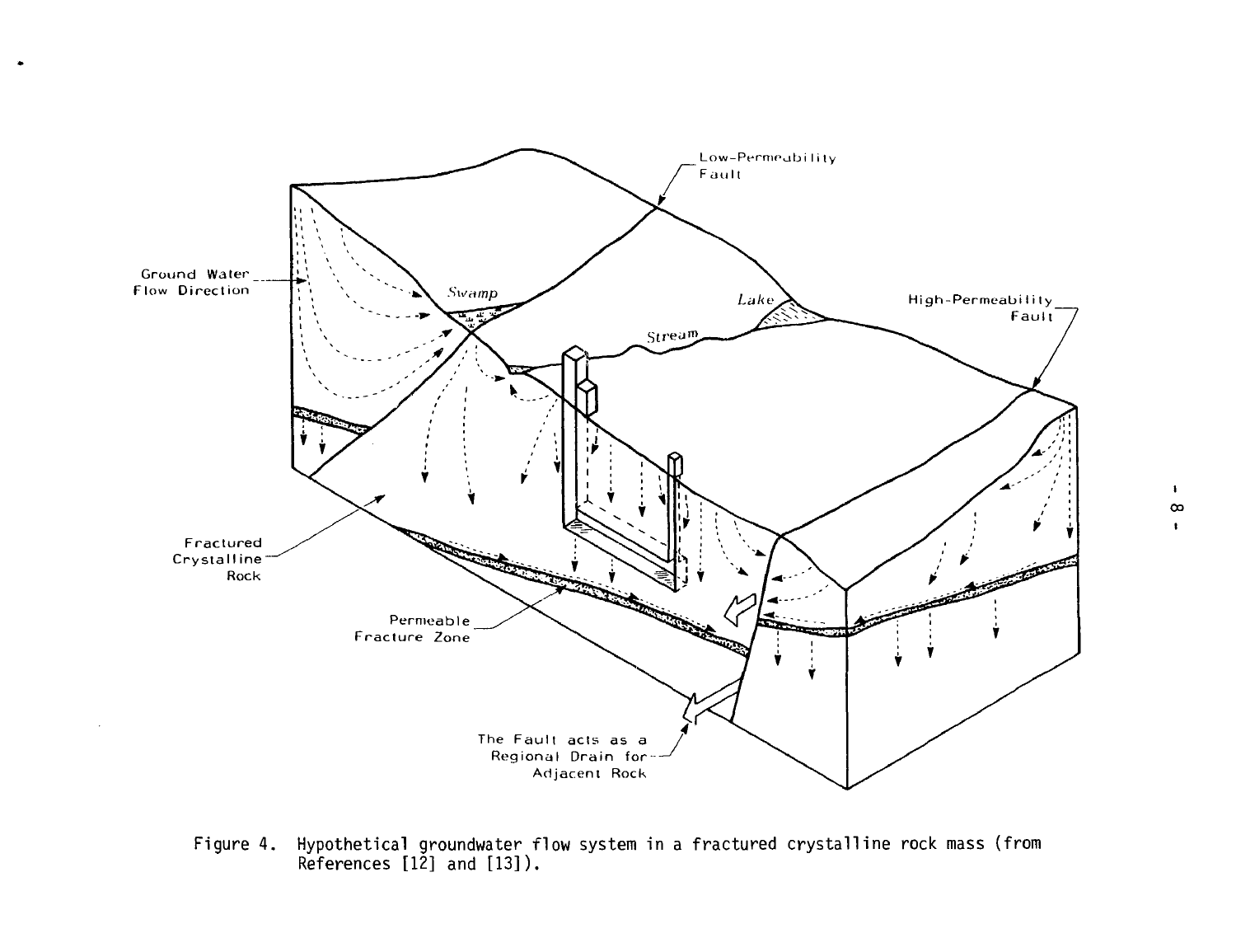Figure 4. Hypothetical groundwater flow system in a fractured crystalline rock mass (from References [12] and [13]).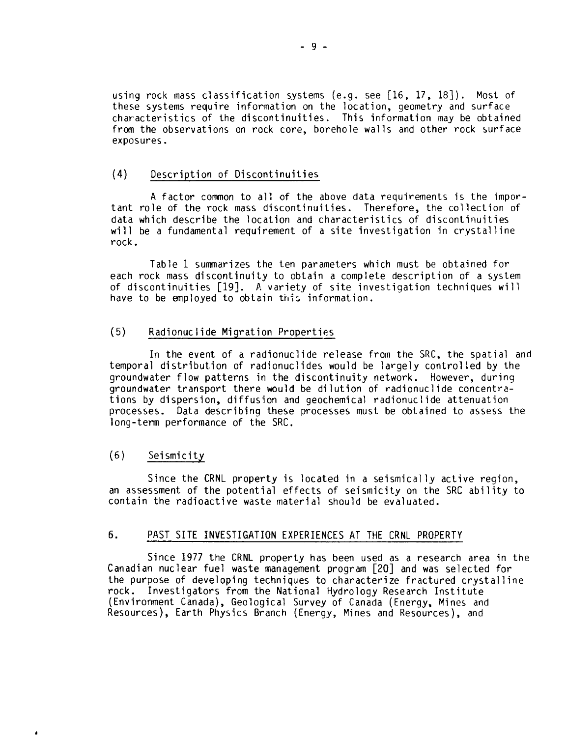using rock mass classification systems (e.g. see [16, 17, 18]). Most of these systems require information on the location, geometry and surface characteristics of the discontinuities. This information may be obtained from the observations on rock core, borehole walls and other rock surface exposures.

### (4) Description of Discontinuities

A factor common to all of the above data requirements is the important role of the rock mass discontinuities. Therefore, the collection of data which describe the location and characteristics of discontinuities will be a fundamental requirement of a site investigation in crystalline rock.

Table 1 summarizes the ten parameters which must be obtained for each rock mass discontinuity to obtain a complete description of a system of discontinuities [19]. A variety of site investigation techniques will have to be employed to obtain this information.

### (5) Radionuclide Migration Properties

In the event of a radionuclide release from the SRC, the spatial and temporal distribution of radionuclides would be largely controlled by the groundwater flow patterns in the discontinuity network. However, during groundwater transport there would be dilution of radionuclide concentrations by dispersion, diffusion and geochemical radionuclide attenuation processes. Data describing these processes must be obtained to assess the long-term performance of the SRC.

### (6) Seismicity

Since the CRNL property is located in a seismically active region, an assessment of the potential effects of seismicity on the SRC ability to contain the radioactive waste material should be evaluated.

## 6. PAST SITE INVESTIGATION EXPERIENCES AT THE CRNL PROPERTY

Since 1977 the CRNL property has been used as a research area in the Canadian nuclear fuel waste management program [20] and was selected for the purpose of developing techniques to characterize fractured crystalline rock. Investigators from the National Hydrology Research Institute (Environment Canada), Geological Survey of Canada (Energy, Mines and Resources), Earth Physics Branch (Energy, Mines and Resources), and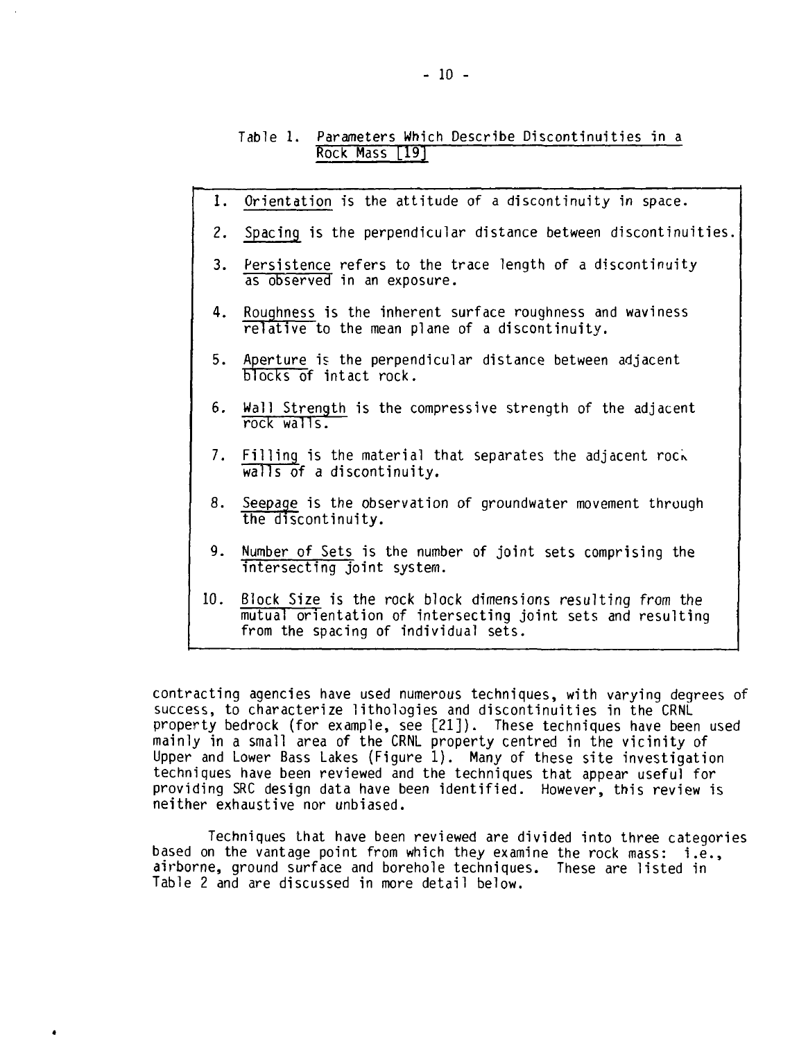Table 1. Parameters Which Describe Discontinuities in a Rock Mass [19]

1. Orientation is the attitude of a discontinuity in space.
2. Spacing is the perpendicular distance between discontinuities.
3. Persistence refers to the trace length of a discontinuity as observed in an exposure.
4. Roughness is the inherent surface roughness and waviness relative to the mean plane of a discontinuity.
5. Aperture is the perpendicular distance between adjacent blocks of intact rock.
6. Wall Strength is the compressive strength of the adjacent rock walls.
7. Filling is the material that separates the adjacent rock walls of a discontinuity.
8. Seepage is the observation of groundwater movement through the discontinuity.
9. Number of Sets is the number of joint sets comprising the intersecting joint system.
10. Block Size is the rock block dimensions resulting from the mutual orientation of intersecting joint sets and resulting from the spacing of individual sets.

contracting agencies have used numerous techniques, with varying degrees of success, to characterize lithologies and discontinuities in the CRNL property bedrock (for example, see [21]). These techniques have been used mainly in a small area of the CRNL property centred in the vicinity of Upper and Lower Bass Lakes (Figure 1). Many of these site investigation techniques have been reviewed and the techniques that appear useful for providing SRC design data have been identified. However, this review is neither exhaustive nor unbiased.

Techniques that have been reviewed are divided into three categories based on the vantage point from which they examine the rock mass: i.e., airborne, ground surface and borehole techniques. These are listed in Table 2 and are discussed in more detail below.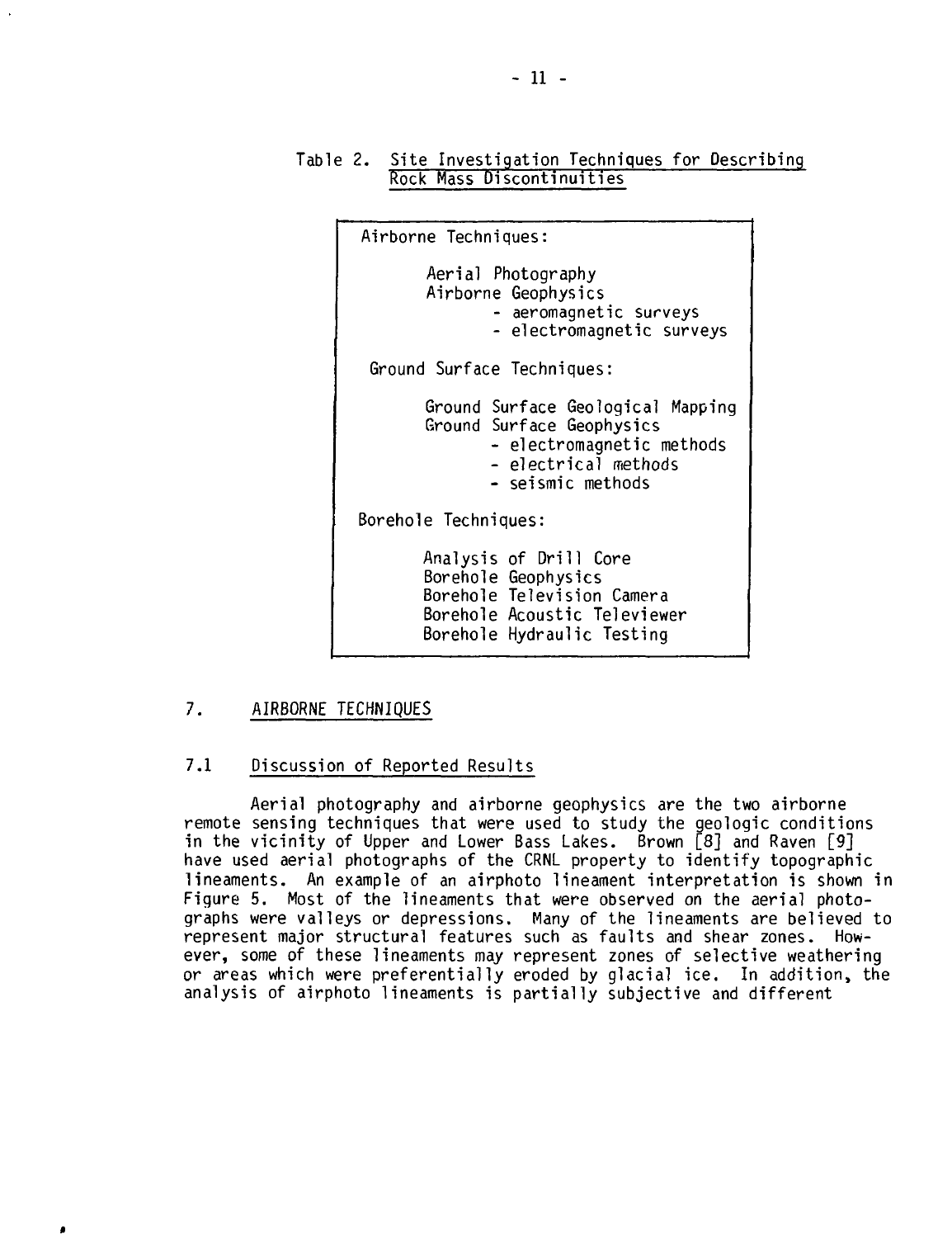Table 2. Site Investigation Techniques for Describing Rock Mass Discontinuities

| |
|---|
| **Airborne Techniques:** |
| Aerial Photography |
| Airborne Geophysics |
| - aeromagnetic surveys |
| - electromagnetic surveys |
| **Ground Surface Techniques:** |
| Ground Surface Geological Mapping |
| Ground Surface Geophysics |
| - electromagnetic methods |
| - electrical methods |
| - seismic methods |
| **Borehole Techniques:** |
| Analysis of Drill Core |
| Borehole Geophysics |
| Borehole Television Camera |
| Borehole Acoustic Televiewer |
| Borehole Hydraulic Testing |

## 7. AIRBORNE TECHNIQUES

### 7.1 Discussion of Reported Results

Aerial photography and airborne geophysics are the two airborne remote sensing techniques that were used to study the geologic conditions in the vicinity of Upper and Lower Bass Lakes. Brown [8] and Raven [9] have used aerial photographs of the CRNL property to identify topographic lineaments. An example of an airphoto lineament interpretation is shown in Figure 5. Most of the lineaments that were observed on the aerial photographs were valleys or depressions. Many of the lineaments are believed to represent major structural features such as faults and shear zones. However, some of these lineaments may represent zones of selective weathering or areas which were preferentially eroded by glacial ice. In addition, the analysis of airphoto lineaments is partially subjective and different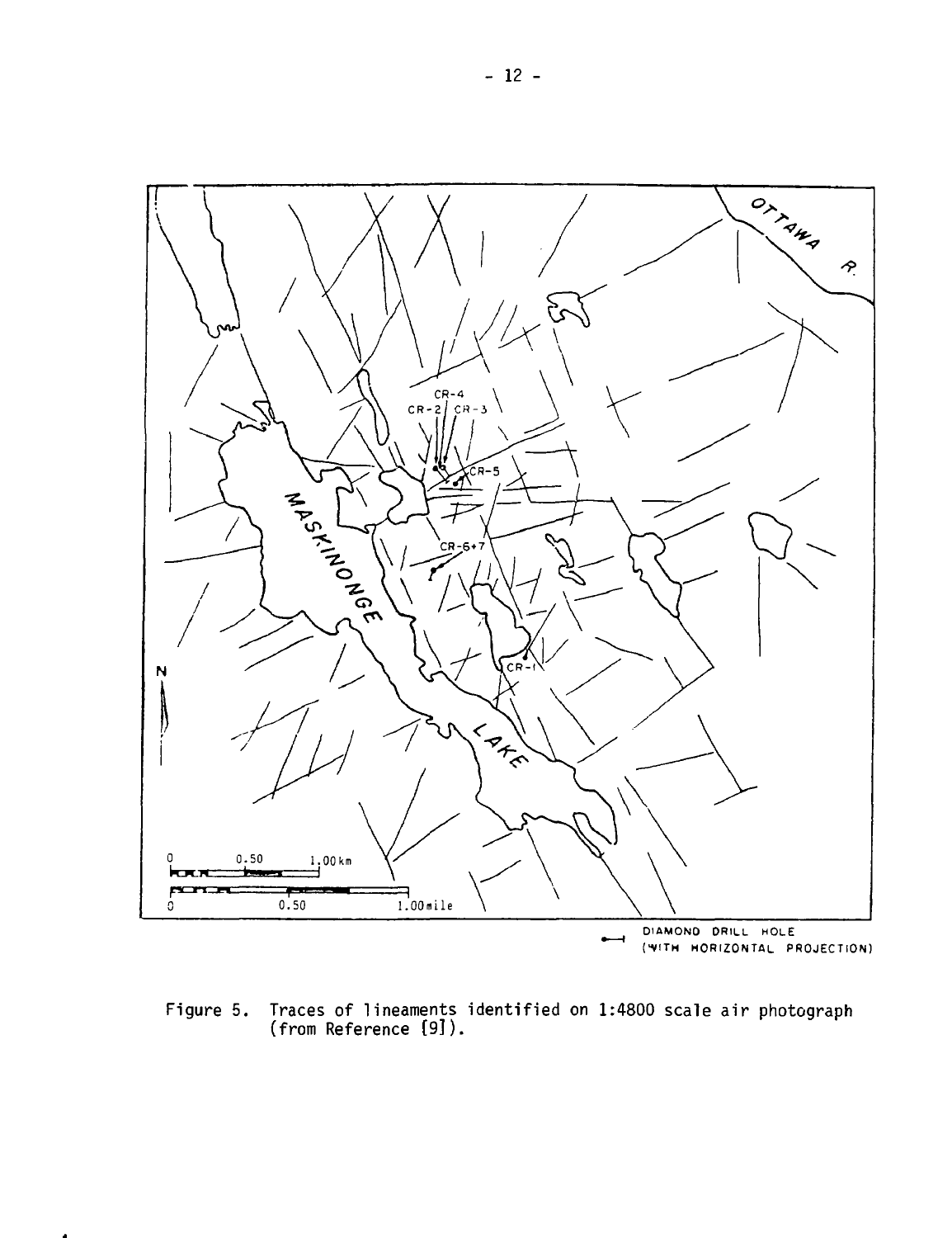Figure 5. Traces of lineaments identified on 1:4800 scale air photograph (from Reference [9]).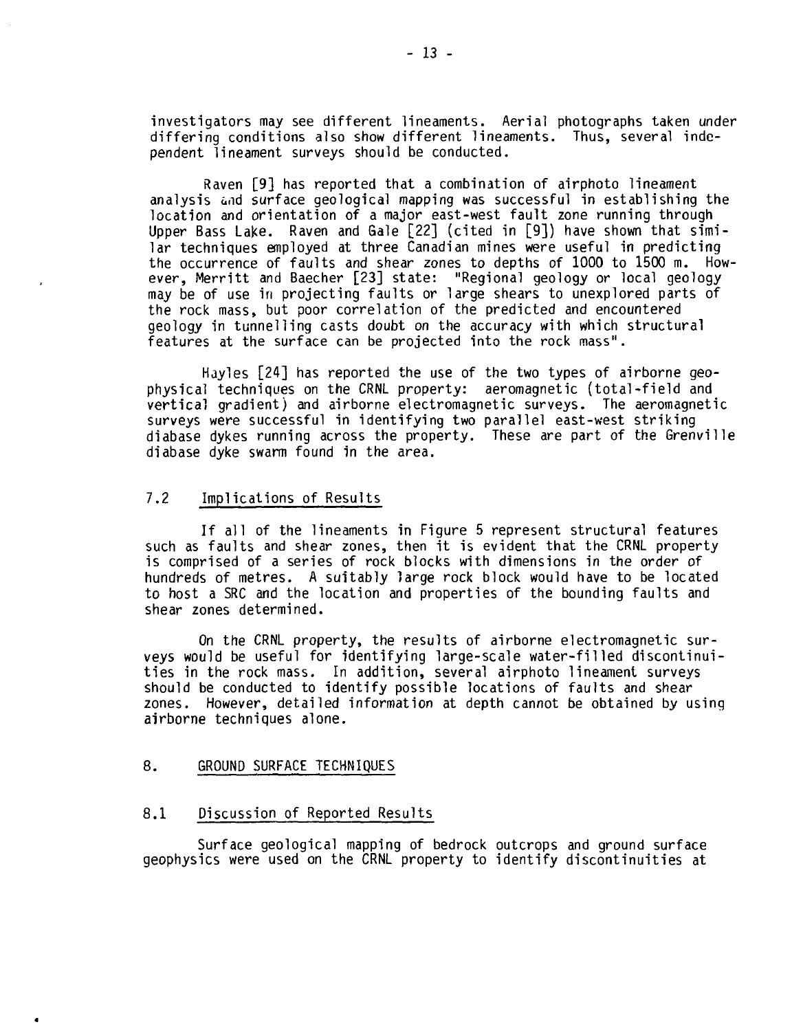investigators may see different lineaments. Aerial photographs taken under differing conditions also show different lineaments. Thus, several independent lineament surveys should be conducted.

Raven [9] has reported that a combination of airphoto lineament analysis and surface geological mapping was successful in establishing the location and orientation of a major east-west fault zone running through Upper Bass Lake. Raven and Gale [22] (cited in [9]) have shown that similar techniques employed at three Canadian mines were useful in predicting the occurrence of faults and shear zones to depths of 1000 to 1500 m. However, Merritt and Baecher [23] state: "Regional geology or local geology may be of use in projecting faults or large shears to unexplored parts of the rock mass, but poor correlation of the predicted and encountered geology in tunnelling casts doubt on the accuracy with which structural features at the surface can be projected into the rock mass".

Hayles [24] has reported the use of the two types of airborne geophysical techniques on the CRNL property: aeromagnetic (total-field and vertical gradient) and airborne electromagnetic surveys. The aeromagnetic surveys were successful in identifying two parallel east-west striking diabase dykes running across the property. These are part of the Grenville diabase dyke swarm found in the area.

### 7.2 Implications of Results

If all of the lineaments in Figure 5 represent structural features such as faults and shear zones, then it is evident that the CRNL property is comprised of a series of rock blocks with dimensions in the order of hundreds of metres. A suitably large rock block would have to be located to host a SRC and the location and properties of the bounding faults and shear zones determined.

On the CRNL property, the results of airborne electromagnetic surveys would be useful for identifying large-scale water-filled discontinuities in the rock mass. In addition, several airphoto lineament surveys should be conducted to identify possible locations of faults and shear zones. However, detailed information at depth cannot be obtained by using airborne techniques alone.

## 8. GROUND SURFACE TECHNIQUES

### 8.1 Discussion of Reported Results

Surface geological mapping of bedrock outcrops and ground surface geophysics were used on the CRNL property to identify discontinuities at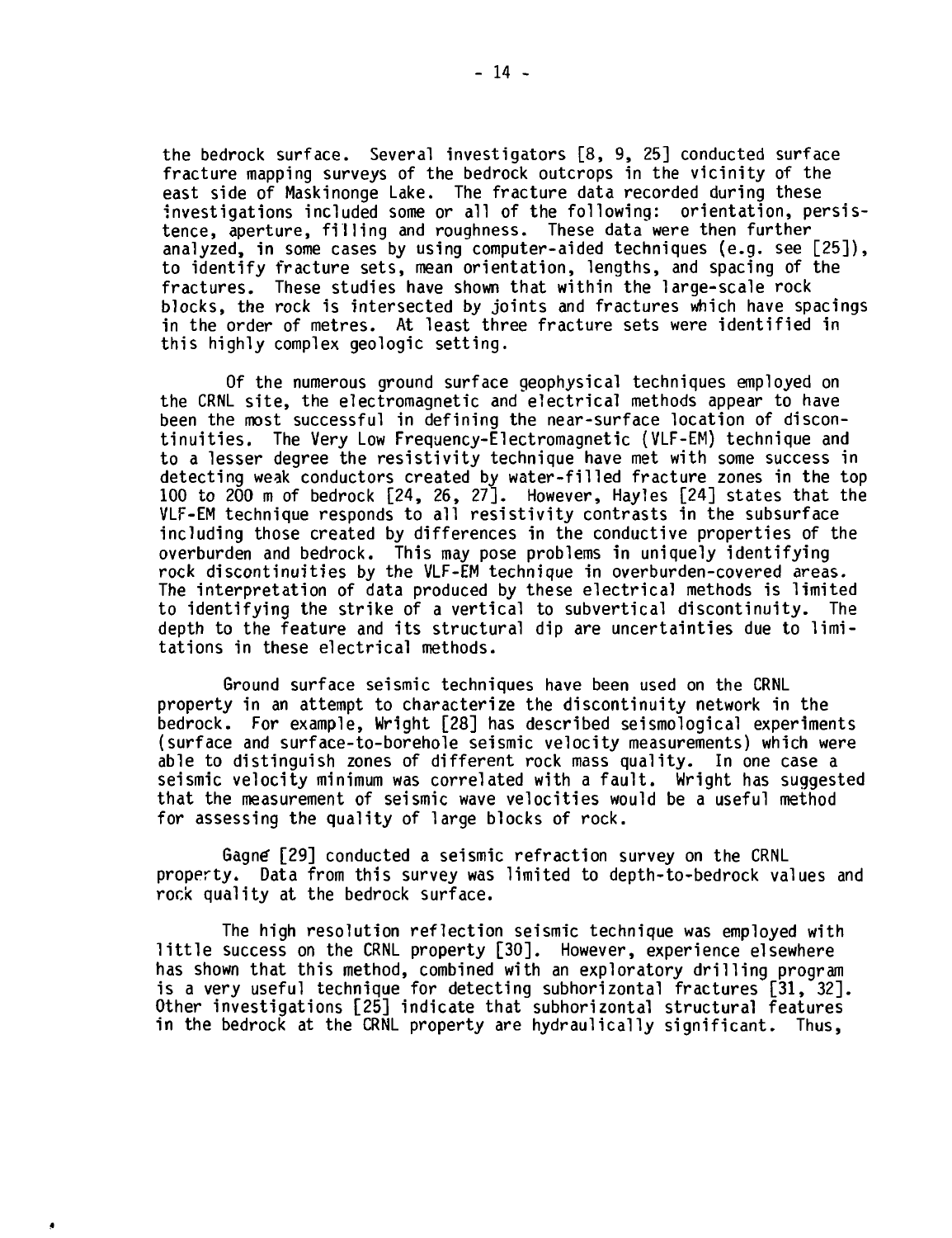the bedrock surface. Several investigators [8, 9, 25] conducted surface fracture mapping surveys of the bedrock outcrops in the vicinity of the east side of Maskinonge Lake. The fracture data recorded during these investigations included some or all of the following: orientation, persistence, aperture, filling and roughness. These data were then further analyzed, in some cases by using computer-aided techniques (e.g. see [25]), to identify fracture sets, mean orientation, lengths, and spacing of the fractures. These studies have shown that within the large-scale rock blocks, the rock is intersected by joints and fractures which have spacings in the order of metres. At least three fracture sets were identified in this highly complex geologic setting.

Of the numerous ground surface geophysical techniques employed on the CRNL site, the electromagnetic and electrical methods appear to have been the most successful in defining the near-surface location of discontinuities. The Very Low Frequency-Electromagnetic (VLF-EM) technique and to a lesser degree the resistivity technique have met with some success in detecting weak conductors created by water-filled fracture zones in the top 100 to 200 m of bedrock [24, 26, 27]. However, Hayles [24] states that the VLF-EM technique responds to all resistivity contrasts in the subsurface including those created by differences in the conductive properties of the overburden and bedrock. This may pose problems in uniquely identifying rock discontinuities by the VLF-EM technique in overburden-covered areas. The interpretation of data produced by these electrical methods is limited to identifying the strike of a vertical to subvertical discontinuity. The depth to the feature and its structural dip are uncertainties due to limitations in these electrical methods.

Ground surface seismic techniques have been used on the CRNL property in an attempt to characterize the discontinuity network in the bedrock. For example, Wright [28] has described seismological experiments (surface and surface-to-borehole seismic velocity measurements) which were able to distinguish zones of different rock mass quality. In one case a seismic velocity minimum was correlated with a fault. Wright has suggested that the measurement of seismic wave velocities would be a useful method for assessing the quality of large blocks of rock.

Gagné [29] conducted a seismic refraction survey on the CRNL property. Data from this survey was limited to depth-to-bedrock values and rock quality at the bedrock surface.

The high resolution reflection seismic technique was employed with little success on the CRNL property [30]. However, experience elsewhere has shown that this method, combined with an exploratory drilling program is a very useful technique for detecting subhorizontal fractures [31, 32]. Other investigations [25] indicate that subhorizontal structural features in the bedrock at the CRNL property are hydraulically significant. Thus,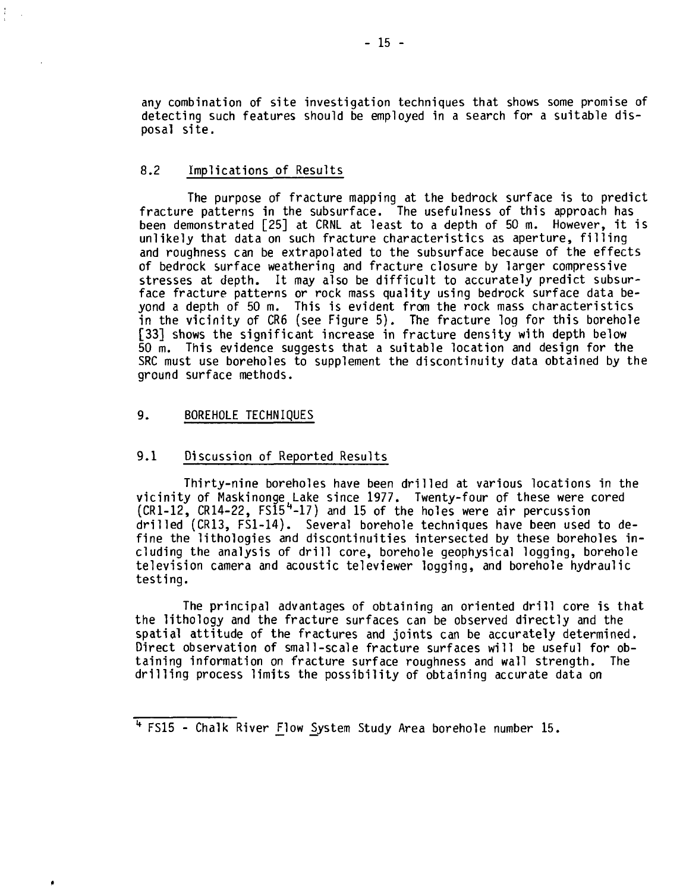any combination of site investigation techniques that shows some promise of detecting such features should be employed in a search for a suitable disposal site.

### 8.2 Implications of Results

The purpose of fracture mapping at the bedrock surface is to predict fracture patterns in the subsurface. The usefulness of this approach has been demonstrated [25] at CRNL at least to a depth of 50 m. However, it is unlikely that data on such fracture characteristics as aperture, filling and roughness can be extrapolated to the subsurface because of the effects of bedrock surface weathering and fracture closure by larger compressive stresses at depth. It may also be difficult to accurately predict subsurface fracture patterns or rock mass quality using bedrock surface data beyond a depth of 50 m. This is evident from the rock mass characteristics in the vicinity of CR6 (see Figure 5). The fracture log for this borehole [33] shows the significant increase in fracture density with depth below 50 m. This evidence suggests that a suitable location and design for the SRC must use boreholes to supplement the discontinuity data obtained by the ground surface methods.

## 9. BOREHOLE TECHNIQUES

### 9.1 Discussion of Reported Results

Thirty-nine boreholes have been drilled at various locations in the vicinity of Maskinonge Lake since 1977. Twenty-four of these were cored (CR1-12, CR14-22, FS15[4]-17) and 15 of the holes were air percussion drilled (CR13, FS1-14). Several borehole techniques have been used to define the lithologies and discontinuities intersected by these boreholes including the analysis of drill core, borehole geophysical logging, borehole television camera and acoustic televiewer logging, and borehole hydraulic testing.

The principal advantages of obtaining an oriented drill core is that the lithology and the fracture surfaces can be observed directly and the spatial attitude of the fractures and joints can be accurately determined. Direct observation of small-scale fracture surfaces will be useful for obtaining information on fracture surface roughness and wall strength. The drilling process limits the possibility of obtaining accurate data on

[4] FS15 - Chalk River Flow System Study Area borehole number 15.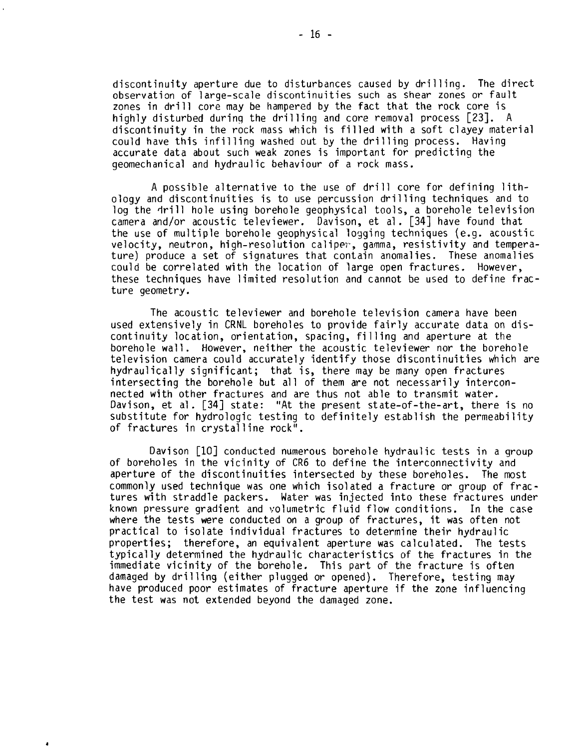discontinuity aperture due to disturbances caused by drilling. The direct observation of large-scale discontinuities such as shear zones or fault zones in drill core may be hampered by the fact that the rock core is highly disturbed during the drilling and core removal process [23]. A discontinuity in the rock mass which is filled with a soft clayey material could have this infilling washed out by the drilling process. Having accurate data about such weak zones is important for predicting the geomechanical and hydraulic behaviour of a rock mass.

A possible alternative to the use of drill core for defining lithology and discontinuities is to use percussion drilling techniques and to log the drill hole using borehole geophysical tools, a borehole television camera and/or acoustic televiewer. Davison, et al. [34] have found that the use of multiple borehole geophysical logging techniques (e.g. acoustic velocity, neutron, high-resolution caliper, gamma, resistivity and temperature) produce a set of signatures that contain anomalies. These anomalies could be correlated with the location of large open fractures. However, these techniques have limited resolution and cannot be used to define fracture geometry.

The acoustic televiewer and borehole television camera have been used extensively in CRNL boreholes to provide fairly accurate data on discontinuity location, orientation, spacing, filling and aperture at the borehole wall. However, neither the acoustic televiewer nor the borehole television camera could accurately identify those discontinuities which are hydraulically significant; that is, there may be many open fractures intersecting the borehole but all of them are not necessarily interconnected with other fractures and are thus not able to transmit water. Davison, et al. [34] state: "At the present state-of-the-art, there is no substitute for hydrologic testing to definitely establish the permeability of fractures in crystalline rock".

Davison [10] conducted numerous borehole hydraulic tests in a group of boreholes in the vicinity of CR6 to define the interconnectivity and aperture of the discontinuities intersected by these boreholes. The most commonly used technique was one which isolated a fracture or group of fractures with straddle packers. Water was injected into these fractures under known pressure gradient and volumetric fluid flow conditions. In the case where the tests were conducted on a group of fractures, it was often not practical to isolate individual fractures to determine their hydraulic properties; therefore, an equivalent aperture was calculated. The tests typically determined the hydraulic characteristics of the fractures in the immediate vicinity of the borehole. This part of the fracture is often damaged by drilling (either plugged or opened). Therefore, testing may have produced poor estimates of fracture aperture if the zone influencing the test was not extended beyond the damaged zone.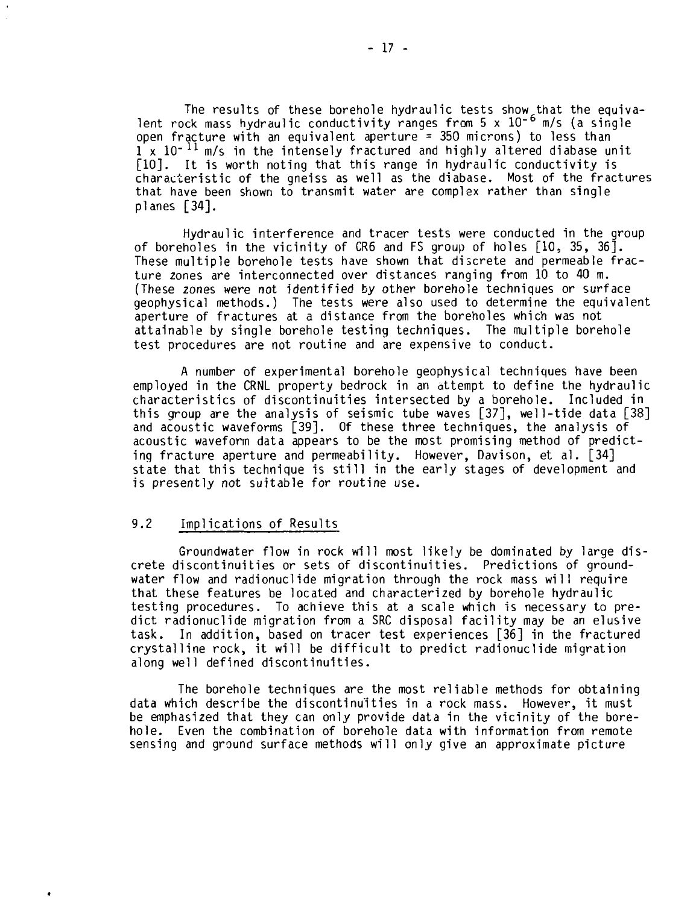The results of these borehole hydraulic tests show that the equivalent rock mass hydraulic conductivity ranges from $5 \times 10^{-6}$ m/s (a single open fracture with an equivalent aperture = 350 microns) to less than $1 \times 10^{-11}$ m/s in the intensely fractured and highly altered diabase unit [10]. It is worth noting that this range in hydraulic conductivity is characteristic of the gneiss as well as the diabase. Most of the fractures that have been shown to transmit water are complex rather than single planes [34].

Hydraulic interference and tracer tests were conducted in the group of boreholes in the vicinity of CR6 and FS group of holes [10, 35, 36]. These multiple borehole tests have shown that discrete and permeable fracture zones are interconnected over distances ranging from 10 to 40 m. (These zones were not identified by other borehole techniques or surface geophysical methods.) The tests were also used to determine the equivalent aperture of fractures at a distance from the boreholes which was not attainable by single borehole testing techniques. The multiple borehole test procedures are not routine and are expensive to conduct.

A number of experimental borehole geophysical techniques have been employed in the CRNL property bedrock in an attempt to define the hydraulic characteristics of discontinuities intersected by a borehole. Included in this group are the analysis of seismic tube waves [37], well-tide data [38] and acoustic waveforms [39]. Of these three techniques, the analysis of acoustic waveform data appears to be the most promising method of predicting fracture aperture and permeability. However, Davison, et al. [34] state that this technique is still in the early stages of development and is presently not suitable for routine use.

## 9.2 Implications of Results

Groundwater flow in rock will most likely be dominated by large discrete discontinuities or sets of discontinuities. Predictions of groundwater flow and radionuclide migration through the rock mass will require that these features be located and characterized by borehole hydraulic testing procedures. To achieve this at a scale which is necessary to predict radionuclide migration from a SRC disposal facility may be an elusive task. In addition, based on tracer test experiences [36] in the fractured crystalline rock, it will be difficult to predict radionuclide migration along well defined discontinuities.

The borehole techniques are the most reliable methods for obtaining data which describe the discontinuities in a rock mass. However, it must be emphasized that they can only provide data in the vicinity of the borehole. Even the combination of borehole data with information from remote sensing and ground surface methods will only give an approximate picture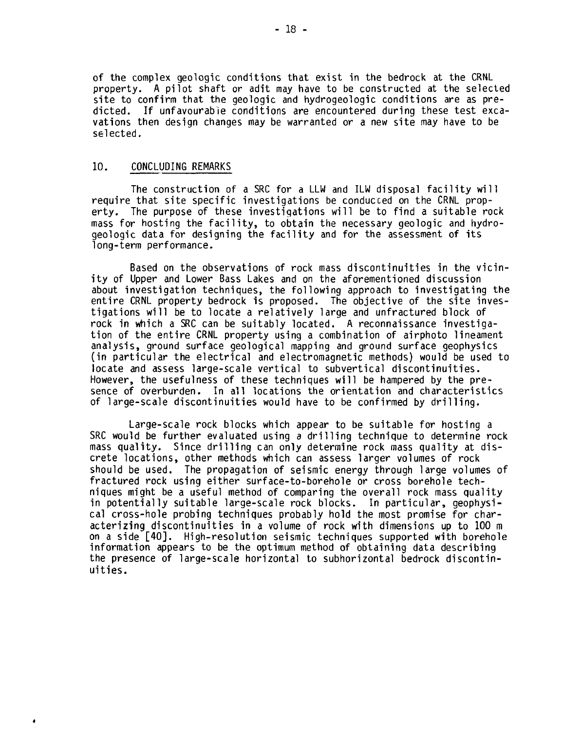of the complex geologic conditions that exist in the bedrock at the CRNL property. A pilot shaft or adit may have to be constructed at the selected site to confirm that the geologic and hydrogeologic conditions are as predicted. If unfavourable conditions are encountered during these test excavations then design changes may be warranted or a new site may have to be selected.

## 10. CONCLUDING REMARKS

The construction of a SRC for a LLW and ILW disposal facility will require that site specific investigations be conducted on the CRNL property. The purpose of these investigations will be to find a suitable rock mass for hosting the facility, to obtain the necessary geologic and hydrogeologic data for designing the facility and for the assessment of its long-term performance.

Based on the observations of rock mass discontinuities in the vicinity of Upper and Lower Bass Lakes and on the aforementioned discussion about investigation techniques, the following approach to investigating the entire CRNL property bedrock is proposed. The objective of the site investigations will be to locate a relatively large and unfractured block of rock in which a SRC can be suitably located. A reconnaissance investigation of the entire CRNL property using a combination of airphoto lineament analysis, ground surface geological mapping and ground surface geophysics (in particular the electrical and electromagnetic methods) would be used to locate and assess large-scale vertical to subvertical discontinuities. However, the usefulness of these techniques will be hampered by the presence of overburden. In all locations the orientation and characteristics of large-scale discontinuities would have to be confirmed by drilling.

Large-scale rock blocks which appear to be suitable for hosting a SRC would be further evaluated using a drilling technique to determine rock mass quality. Since drilling can only determine rock mass quality at discrete locations, other methods which can assess larger volumes of rock should be used. The propagation of seismic energy through large volumes of fractured rock using either surface-to-borehole or cross borehole techniques might be a useful method of comparing the overall rock mass quality in potentially suitable large-scale rock blocks. In particular, geophysical cross-hole probing techniques probably hold the most promise for characterizing discontinuities in a volume of rock with dimensions up to 100 m on a side [40]. High-resolution seismic techniques supported with borehole information appears to be the optimum method of obtaining data describing the presence of large-scale horizontal to subhorizontal bedrock discontinuities.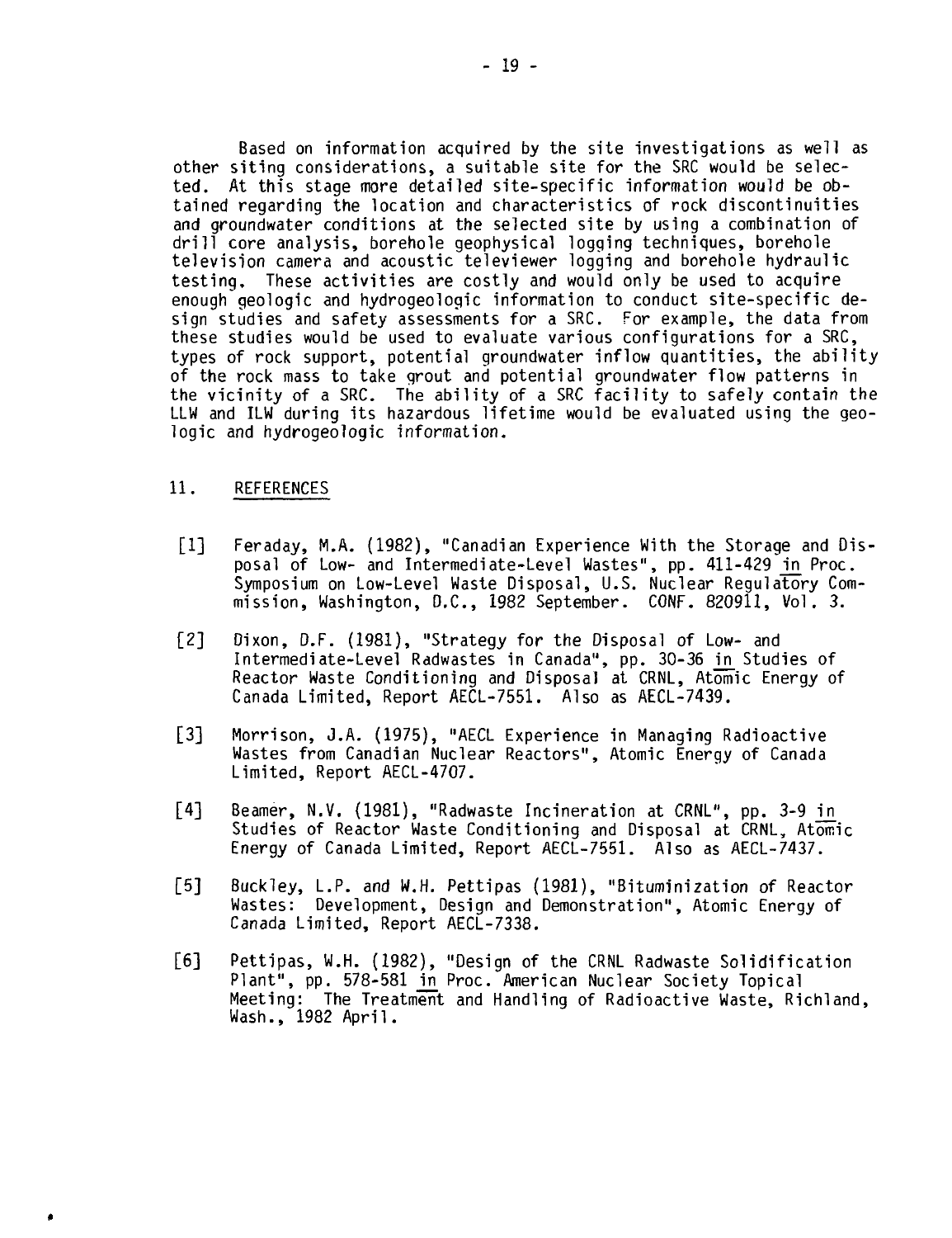Based on information acquired by the site investigations as well as other siting considerations, a suitable site for the SRC would be selected. At this stage more detailed site-specific information would be obtained regarding the location and characteristics of rock discontinuities and groundwater conditions at the selected site by using a combination of drill core analysis, borehole geophysical logging techniques, borehole television camera and acoustic televiewer logging and borehole hydraulic testing. These activities are costly and would only be used to acquire enough geologic and hydrogeologic information to conduct site-specific design studies and safety assessments for a SRC. For example, the data from these studies would be used to evaluate various configurations for a SRC, types of rock support, potential groundwater inflow quantities, the ability of the rock mass to take grout and potential groundwater flow patterns in the vicinity of a SRC. The ability of a SRC facility to safely contain the LLW and ILW during its hazardous lifetime would be evaluated using the geologic and hydrogeologic information.

## 11. REFERENCES

[1] Feraday, M.A. (1982), "Canadian Experience With the Storage and Disposal of Low- and Intermediate-Level Wastes", pp. 411-429 in Proc. Symposium on Low-Level Waste Disposal, U.S. Nuclear Regulatory Commission, Washington, D.C., 1982 September. CONF. 820911, Vol. 3.

[2] Dixon, D.F. (1981), "Strategy for the Disposal of Low- and Intermediate-Level Radwastes in Canada", pp. 30-36 in Studies of Reactor Waste Conditioning and Disposal at CRNL, Atomic Energy of Canada Limited, Report AECL-7551. Also as AECL-7439.

[3] Morrison, J.A. (1975), "AECL Experience in Managing Radioactive Wastes from Canadian Nuclear Reactors", Atomic Energy of Canada Limited, Report AECL-4707.

[4] Beamer, N.V. (1981), "Radwaste Incineration at CRNL", pp. 3-9 in Studies of Reactor Waste Conditioning and Disposal at CRNL, Atomic Energy of Canada Limited, Report AECL-7551. Also as AECL-7437.

[5] Buckley, L.P. and W.H. Pettipas (1981), "Bituminization of Reactor Wastes: Development, Design and Demonstration", Atomic Energy of Canada Limited, Report AECL-7338.

[6] Pettipas, W.H. (1982), "Design of the CRNL Radwaste Solidification Plant", pp. 578-581 in Proc. American Nuclear Society Topical Meeting: The Treatment and Handling of Radioactive Waste, Richland, Wash., 1982 April.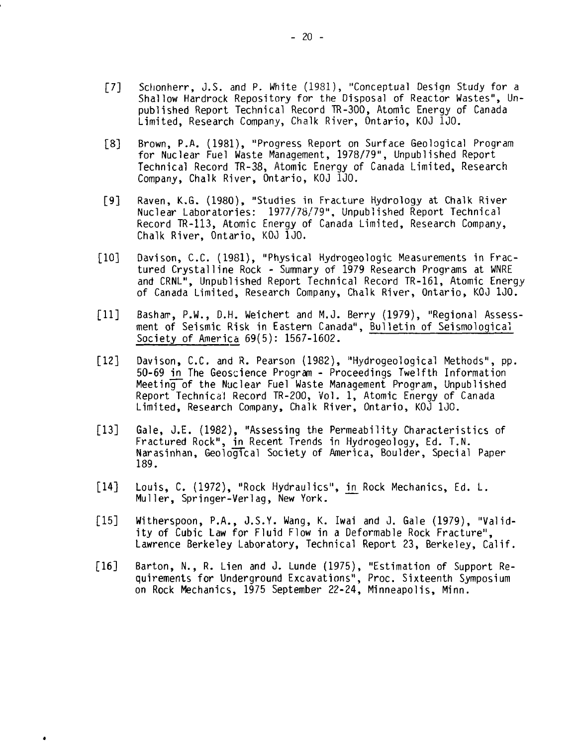[7] Schonherr, J.S. and P. White (1981), "Conceptual Design Study for a Shallow Hardrock Repository for the Disposal of Reactor Wastes", Unpublished Report Technical Record TR-300, Atomic Energy of Canada Limited, Research Company, Chalk River, Ontario, K0J 1J0.

[8] Brown, P.A. (1981), "Progress Report on Surface Geological Program for Nuclear Fuel Waste Management, 1978/79", Unpublished Report Technical Record TR-38, Atomic Energy of Canada Limited, Research Company, Chalk River, Ontario, K0J 1J0.

[9] Raven, K.G. (1980), "Studies in Fracture Hydrology at Chalk River Nuclear Laboratories: 1977/78/79", Unpublished Report Technical Record TR-113, Atomic Energy of Canada Limited, Research Company, Chalk River, Ontario, K0J 1J0.

[10] Davison, C.C. (1981), "Physical Hydrogeologic Measurements in Fractured Crystalline Rock - Summary of 1979 Research Programs at WNRE and CRNL", Unpublished Report Technical Record TR-161, Atomic Energy of Canada Limited, Research Company, Chalk River, Ontario, K0J 1J0.

[11] Basham, P.W., D.H. Weichert and M.J. Berry (1979), "Regional Assessment of Seismic Risk in Eastern Canada", Bulletin of Seismological Society of America 69(5): 1567-1602.

[12] Davison, C.C. and R. Pearson (1982), "Hydrogeological Methods", pp. 50-69 in The Geoscience Program - Proceedings Twelfth Information Meeting of the Nuclear Fuel Waste Management Program, Unpublished Report Technical Record TR-200, Vol. 1, Atomic Energy of Canada Limited, Research Company, Chalk River, Ontario, K0J 1J0.

[13] Gale, J.E. (1982), "Assessing the Permeability Characteristics of Fractured Rock", in Recent Trends in Hydrogeology, Ed. T.N. Narasinhan, Geological Society of America, Boulder, Special Paper 189.

[14] Louis, C. (1972), "Rock Hydraulics", in Rock Mechanics, Ed. L. Muller, Springer-Verlag, New York.

[15] Witherspoon, P.A., J.S.Y. Wang, K. Iwai and J. Gale (1979), "Validity of Cubic Law for Fluid Flow in a Deformable Rock Fracture", Lawrence Berkeley Laboratory, Technical Report 23, Berkeley, Calif.

[16] Barton, N., R. Lien and J. Lunde (1975), "Estimation of Support Requirements for Underground Excavations", Proc. Sixteenth Symposium on Rock Mechanics, 1975 September 22-24, Minneapolis, Minn.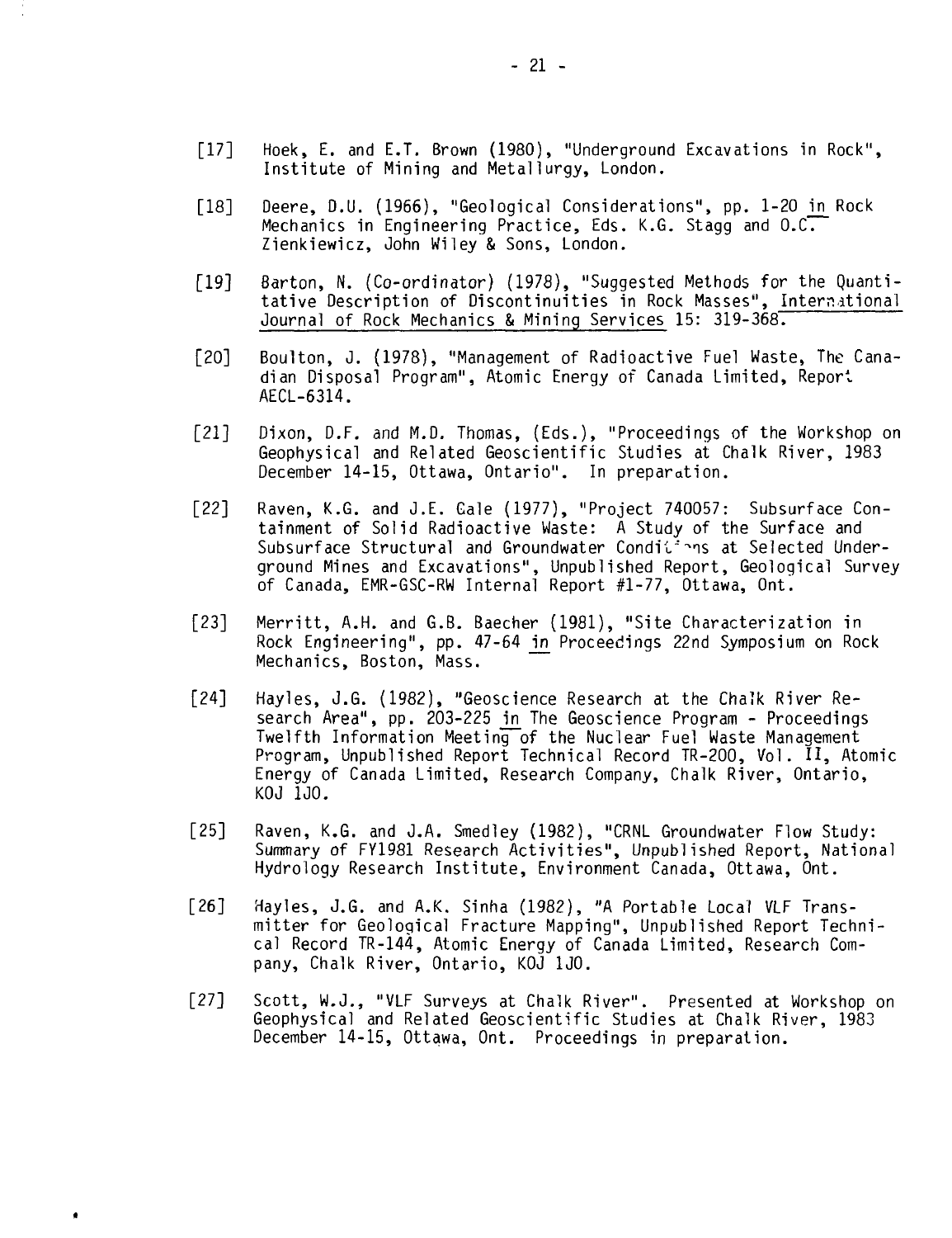[17] Hoek, E. and E.T. Brown (1980), "Underground Excavations in Rock", Institute of Mining and Metallurgy, London.

[18] Deere, D.U. (1966), "Geological Considerations", pp. 1-20 in Rock Mechanics in Engineering Practice, Eds. K.G. Stagg and O.C. Zienkiewicz, John Wiley & Sons, London.

[19] Barton, N. (Co-ordinator) (1978), "Suggested Methods for the Quantitative Description of Discontinuities in Rock Masses", International Journal of Rock Mechanics & Mining Services 15: 319-368.

[20] Boulton, J. (1978), "Management of Radioactive Fuel Waste, The Canadian Disposal Program", Atomic Energy of Canada Limited, Report AECL-6314.

[21] Dixon, D.F. and M.D. Thomas, (Eds.), "Proceedings of the Workshop on Geophysical and Related Geoscientific Studies at Chalk River, 1983 December 14-15, Ottawa, Ontario". In preparation.

[22] Raven, K.G. and J.E. Gale (1977), "Project 740057: Subsurface Containment of Solid Radioactive Waste: A Study of the Surface and Subsurface Structural and Groundwater Conditions at Selected Underground Mines and Excavations", Unpublished Report, Geological Survey of Canada, EMR-GSC-RW Internal Report #1-77, Ottawa, Ont.

[23] Merritt, A.H. and G.B. Baecher (1981), "Site Characterization in Rock Engineering", pp. 47-64 in Proceedings 22nd Symposium on Rock Mechanics, Boston, Mass.

[24] Hayles, J.G. (1982), "Geoscience Research at the Chalk River Research Area", pp. 203-225 in The Geoscience Program - Proceedings Twelfth Information Meeting of the Nuclear Fuel Waste Management Program, Unpublished Report Technical Record TR-200, Vol. II, Atomic Energy of Canada Limited, Research Company, Chalk River, Ontario, K0J 1J0.

[25] Raven, K.G. and J.A. Smedley (1982), "CRNL Groundwater Flow Study: Summary of FY1981 Research Activities", Unpublished Report, National Hydrology Research Institute, Environment Canada, Ottawa, Ont.

[26] Hayles, J.G. and A.K. Sinha (1982), "A Portable Local VLF Transmitter for Geological Fracture Mapping", Unpublished Report Technical Record TR-144, Atomic Energy of Canada Limited, Research Company, Chalk River, Ontario, K0J 1J0.

[27] Scott, W.J., "VLF Surveys at Chalk River". Presented at Workshop on Geophysical and Related Geoscientific Studies at Chalk River, 1983 December 14-15, Ottawa, Ont. Proceedings in preparation.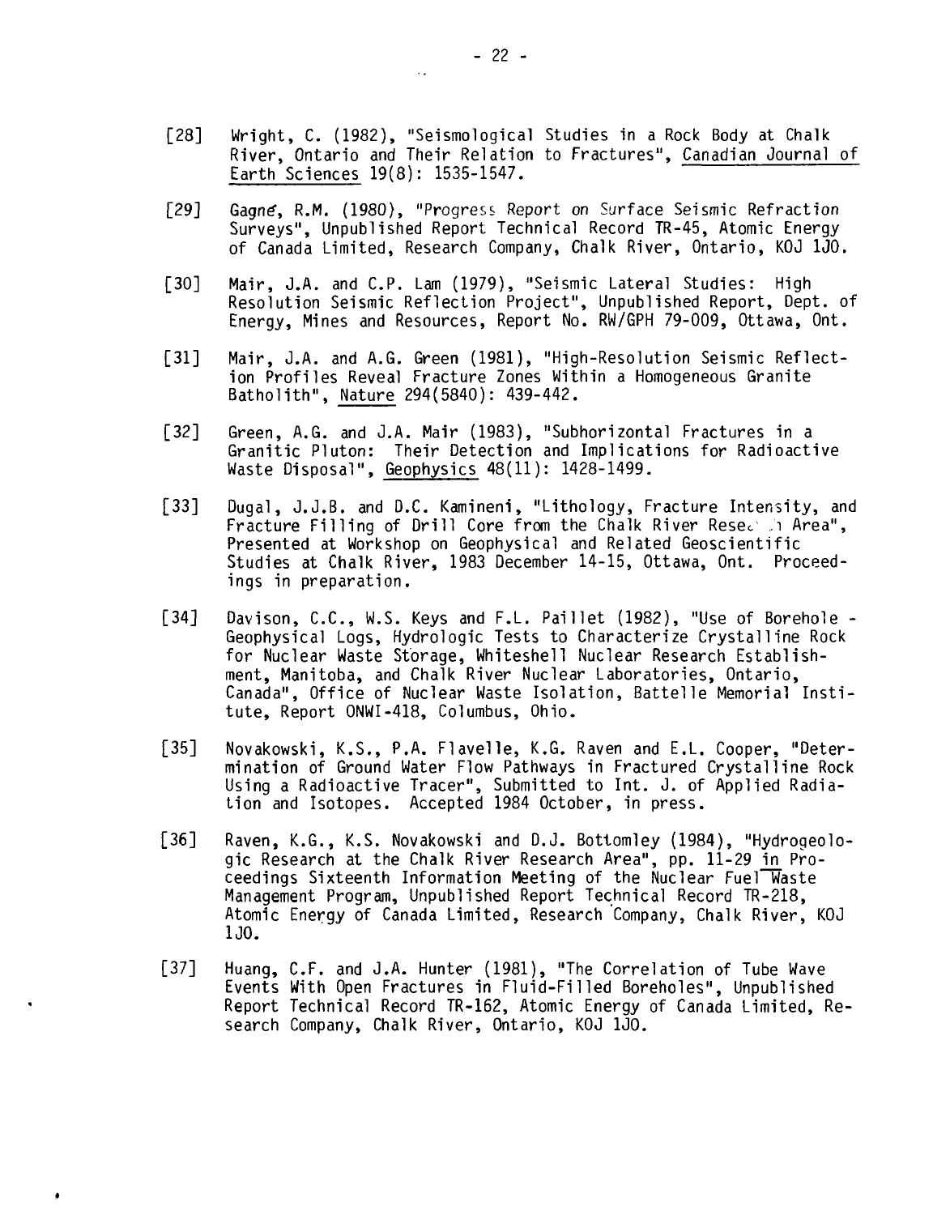[28] Wright, C. (1982), "Seismological Studies in a Rock Body at Chalk River, Ontario and Their Relation to Fractures", Canadian Journal of Earth Sciences 19(8): 1535-1547.

[29] Gagné, R.M. (1980), "Progress Report on Surface Seismic Refraction Surveys", Unpublished Report Technical Record TR-45, Atomic Energy of Canada Limited, Research Company, Chalk River, Ontario, KOJ 1J0.

[30] Mair, J.A. and C.P. Lam (1979), "Seismic Lateral Studies: High Resolution Seismic Reflection Project", Unpublished Report, Dept. of Energy, Mines and Resources, Report No. RW/GPH 79-009, Ottawa, Ont.

[31] Mair, J.A. and A.G. Green (1981), "High-Resolution Seismic Reflection Profiles Reveal Fracture Zones Within a Homogeneous Granite Batholith", Nature 294(5840): 439-442.

[32] Green, A.G. and J.A. Mair (1983), "Subhorizontal Fractures in a Granitic Pluton: Their Detection and Implications for Radioactive Waste Disposal", Geophysics 48(11): 1428-1499.

[33] Dugal, J.J.B. and D.C. Kamineni, "Lithology, Fracture Intensity, and Fracture Filling of Drill Core from the Chalk River Research Area", Presented at Workshop on Geophysical and Related Geoscientific Studies at Chalk River, 1983 December 14-15, Ottawa, Ont. Proceedings in preparation.

[34] Davison, C.C., W.S. Keys and F.L. Paillet (1982), "Use of Borehole - Geophysical Logs, Hydrologic Tests to Characterize Crystalline Rock for Nuclear Waste Storage, Whiteshell Nuclear Research Establishment, Manitoba, and Chalk River Nuclear Laboratories, Ontario, Canada", Office of Nuclear Waste Isolation, Battelle Memorial Institute, Report ONWI-418, Columbus, Ohio.

[35] Novakowski, K.S., P.A. Flavelle, K.G. Raven and E.L. Cooper, "Determination of Ground Water Flow Pathways in Fractured Crystalline Rock Using a Radioactive Tracer", Submitted to Int. J. of Applied Radiation and Isotopes. Accepted 1984 October, in press.

[36] Raven, K.G., K.S. Novakowski and D.J. Bottomley (1984), "Hydrogeologic Research at the Chalk River Research Area", pp. 11-29 in Proceedings Sixteenth Information Meeting of the Nuclear Fuel Waste Management Program, Unpublished Report Technical Record TR-218, Atomic Energy of Canada Limited, Research Company, Chalk River, KOJ 1J0.

[37] Huang, C.F. and J.A. Hunter (1981), "The Correlation of Tube Wave Events With Open Fractures in Fluid-Filled Boreholes", Unpublished Report Technical Record TR-162, Atomic Energy of Canada Limited, Research Company, Chalk River, Ontario, KOJ 1J0.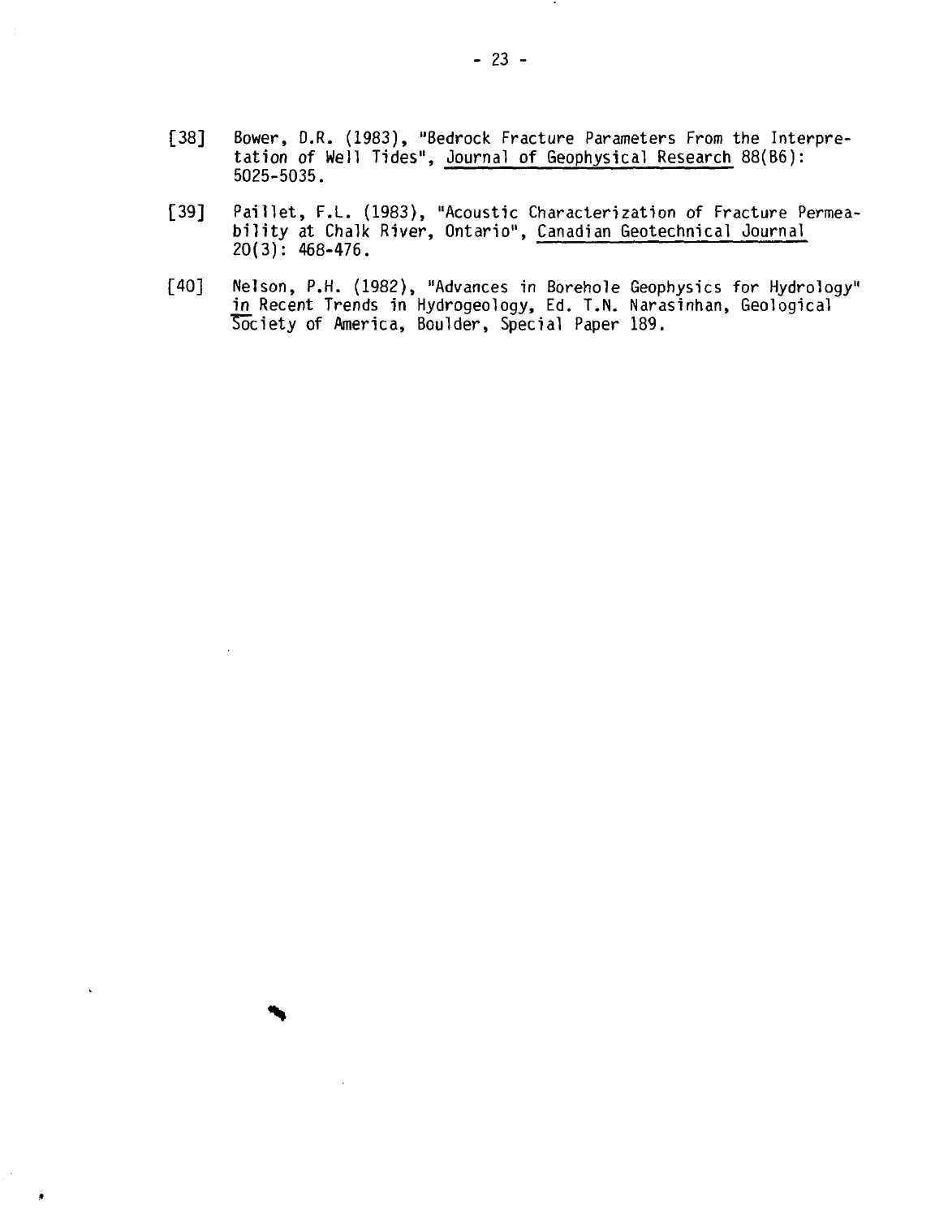[38] Bower, D.R. (1983), "Bedrock Fracture Parameters From the Interpretation of Well Tides", Journal of Geophysical Research 88(B6): 5025-5035.

[39] Paillet, F.L. (1983), "Acoustic Characterization of Fracture Permeability at Chalk River, Ontario", Canadian Geotechnical Journal 20(3): 468-476.

[40] Nelson, P.H. (1982), "Advances in Borehole Geophysics for Hydrology" in Recent Trends in Hydrogeology, Ed. T.N. Narasinhan, Geological Society of America, Boulder, Special Paper 189.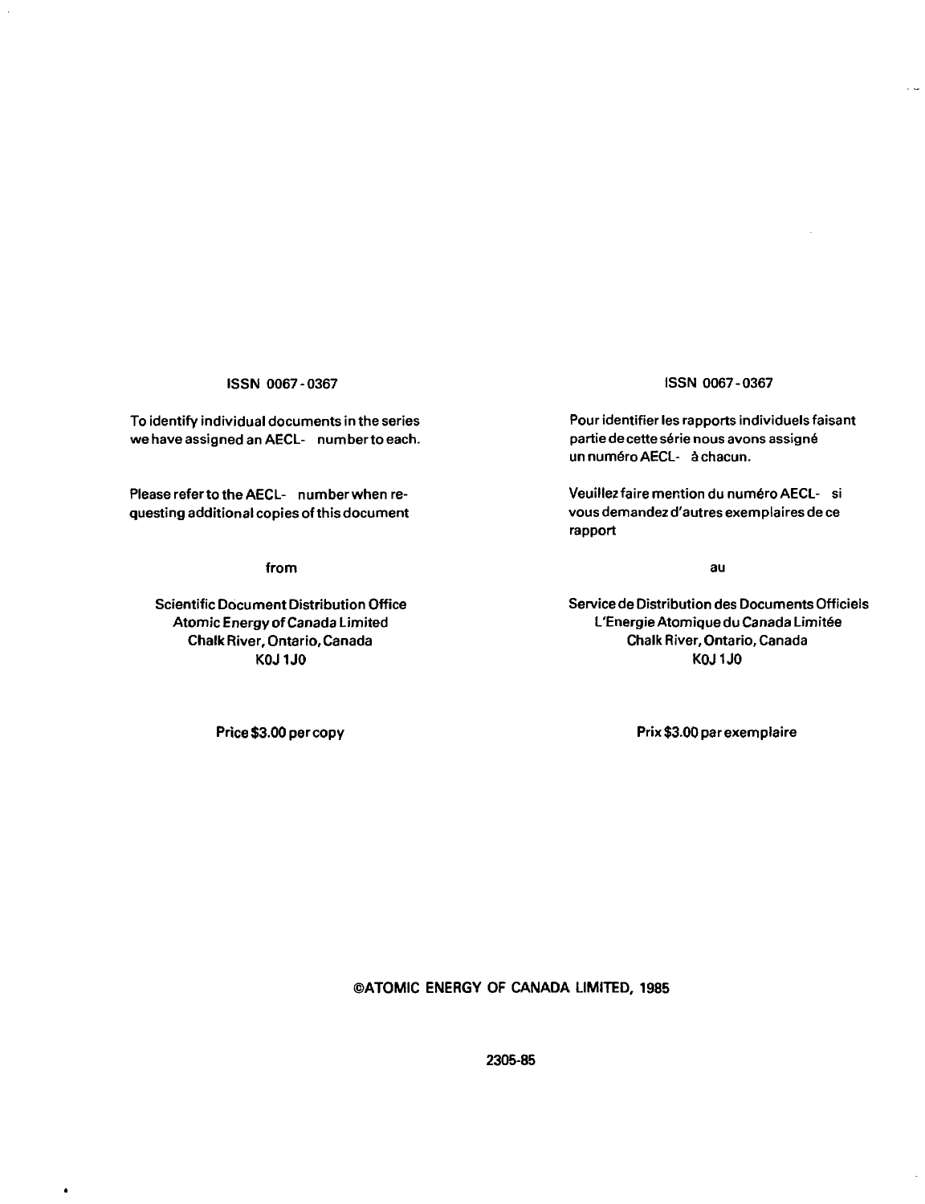ISSN 0067 - 0367

To identify individual documents in the series we have assigned an AECL- number to each.

Please refer to the AECL- number when requesting additional copies of this document

from

Scientific Document Distribution Office
Atomic Energy of Canada Limited
Chalk River, Ontario, Canada
K0J 1J0

Price $3.00 per copy

ISSN 0067 - 0367

Pour identifier les rapports individuels faisant partie de cette série nous avons assigné un numéro AECL- à chacun.

Veuillez faire mention du numéro AECL- si vous demandez d'autres exemplaires de ce rapport

au

Service de Distribution des Documents Officiels
L'Energie Atomique du Canada Limitée
Chalk River, Ontario, Canada
K0J 1J0

Prix $3.00 par exemplaire

©ATOMIC ENERGY OF CANADA LIMITED, 1985

2305-85